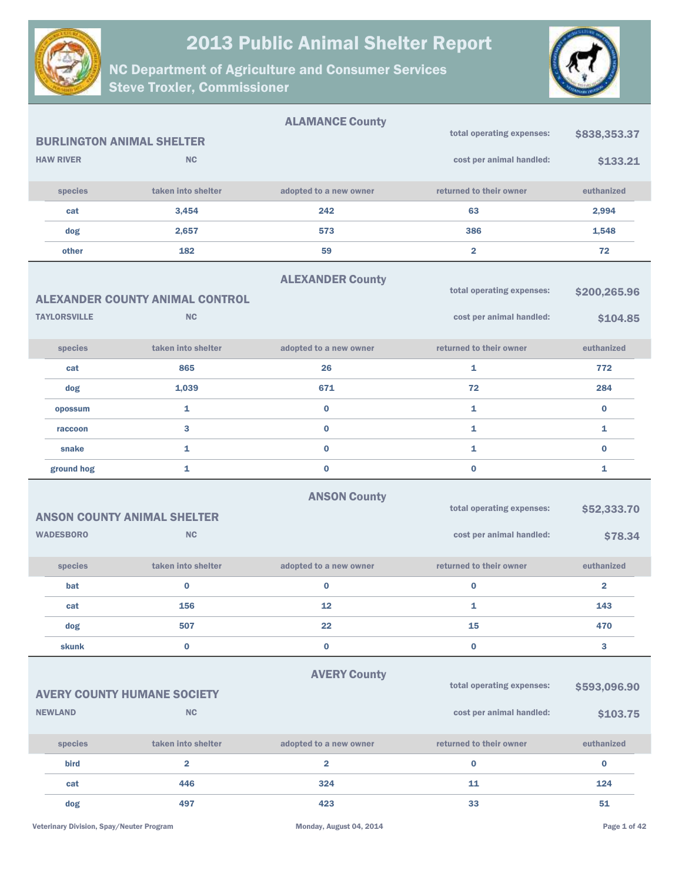# 2013 Public Animal Shelter Report

## NC Department of Agriculture and Consumer Services

## Steve Troxler, Commissioner

### ALAMANCE County

**BURLINGTON ANIMAL SHELTER**

**HAW RIVER** **NC**

total operating expenses: **$838,353.37**

cost per animal handled: **$133.21**

| species | taken into shelter | adopted to a new owner | returned to their owner | euthanized |
|---|---|---|---|---|
| cat | 3,454 | 242 | 63 | 2,994 |
| dog | 2,657 | 573 | 386 | 1,548 |
| other | 182 | 59 | 2 | 72 |

### ALEXANDER County

**ALEXANDER COUNTY ANIMAL CONTROL**

**TAYLORSVILLE** **NC**

total operating expenses: **$200,265.96**

cost per animal handled: **$104.85**

| species | taken into shelter | adopted to a new owner | returned to their owner | euthanized |
|---|---|---|---|---|
| cat | 865 | 26 | 1 | 772 |
| dog | 1,039 | 671 | 72 | 284 |
| opossum | 1 | 0 | 1 | 0 |
| raccoon | 3 | 0 | 1 | 1 |
| snake | 1 | 0 | 1 | 0 |
| ground hog | 1 | 0 | 0 | 1 |

### ANSON County

**ANSON COUNTY ANIMAL SHELTER**

**WADESBORO** **NC**

total operating expenses: **$52,333.70**

cost per animal handled: **$78.34**

| species | taken into shelter | adopted to a new owner | returned to their owner | euthanized |
|---|---|---|---|---|
| bat | 0 | 0 | 0 | 2 |
| cat | 156 | 12 | 1 | 143 |
| dog | 507 | 22 | 15 | 470 |
| skunk | 0 | 0 | 0 | 3 |

### AVERY County

**AVERY COUNTY HUMANE SOCIETY**

**NEWLAND** **NC**

total operating expenses: **$593,096.90**

cost per animal handled: **$103.75**

| species | taken into shelter | adopted to a new owner | returned to their owner | euthanized |
|---|---|---|---|---|
| bird | 2 | 2 | 0 | 0 |
| cat | 446 | 324 | 11 | 124 |
| dog | 497 | 423 | 33 | 51 |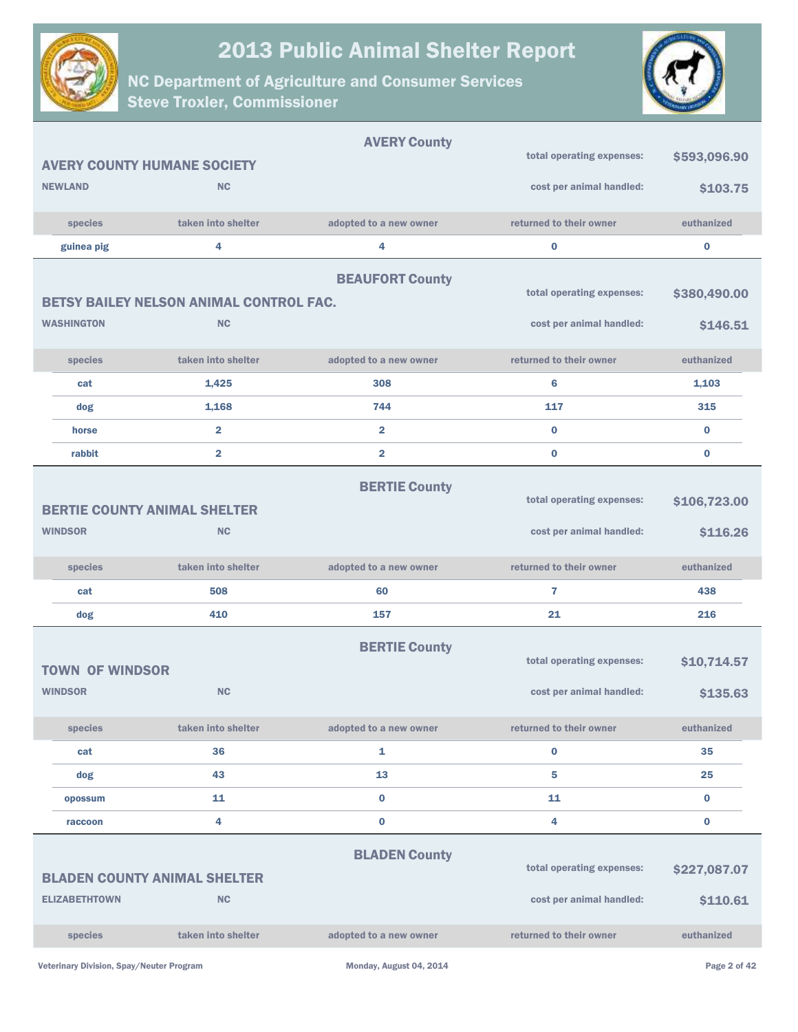# 2013 Public Animal Shelter Report

## NC Department of Agriculture and Consumer Services
## Steve Troxler, Commissioner

### AVERY County

**AVERY COUNTY HUMANE SOCIETY**
**NEWLAND** NC

total operating expenses: **$593,096.90**
cost per animal handled: **$103.75**

| species | taken into shelter | adopted to a new owner | returned to their owner | euthanized |
|---|---|---|---|---|
| guinea pig | 4 | 4 | 0 | 0 |

### BEAUFORT County

**BETSY BAILEY NELSON ANIMAL CONTROL FAC.**
**WASHINGTON** NC

total operating expenses: **$380,490.00**
cost per animal handled: **$146.51**

| species | taken into shelter | adopted to a new owner | returned to their owner | euthanized |
|---|---|---|---|---|
| cat | 1,425 | 308 | 6 | 1,103 |
| dog | 1,168 | 744 | 117 | 315 |
| horse | 2 | 2 | 0 | 0 |
| rabbit | 2 | 2 | 0 | 0 |

### BERTIE County

**BERTIE COUNTY ANIMAL SHELTER**
**WINDSOR** NC

total operating expenses: **$106,723.00**
cost per animal handled: **$116.26**

| species | taken into shelter | adopted to a new owner | returned to their owner | euthanized |
|---|---|---|---|---|
| cat | 508 | 60 | 7 | 438 |
| dog | 410 | 157 | 21 | 216 |

### BERTIE County

**TOWN OF WINDSOR**
**WINDSOR** NC

total operating expenses: **$10,714.57**
cost per animal handled: **$135.63**

| species | taken into shelter | adopted to a new owner | returned to their owner | euthanized |
|---|---|---|---|---|
| cat | 36 | 1 | 0 | 35 |
| dog | 43 | 13 | 5 | 25 |
| opossum | 11 | 0 | 11 | 0 |
| raccoon | 4 | 0 | 4 | 0 |

### BLADEN County

**BLADEN COUNTY ANIMAL SHELTER**
**ELIZABETHTOWN** NC

total operating expenses: **$227,087.07**
cost per animal handled: **$110.61**

| species | taken into shelter | adopted to a new owner | returned to their owner | euthanized |
|---|---|---|---|---|

Veterinary Division, Spay/Neuter Program

Monday, August 04, 2014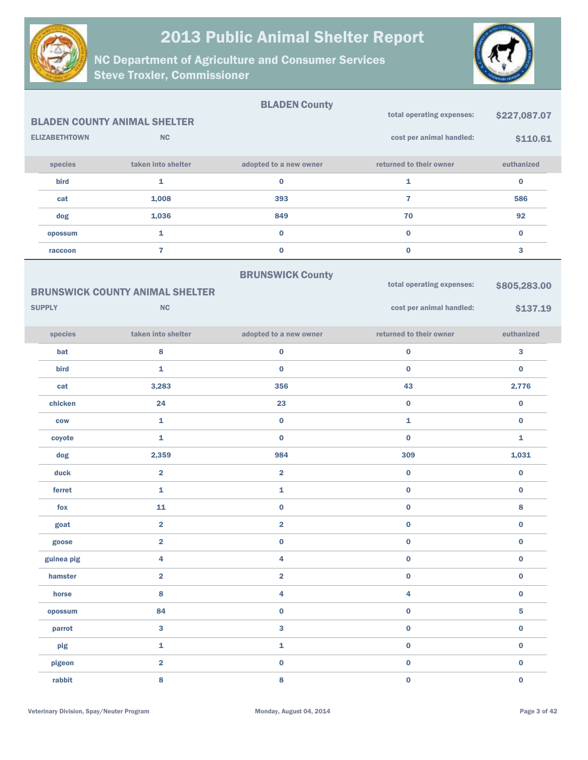# 2013 Public Animal Shelter Report

## NC Department of Agriculture and Consumer Services
## Steve Troxler, Commissioner

## BLADEN County

### BLADEN COUNTY ANIMAL SHELTER

ELIZABETHTOWN NC

total operating expenses: **$227,087.07**

cost per animal handled: **$110.61**

| species | taken into shelter | adopted to a new owner | returned to their owner | euthanized |
|---|---|---|---|---|
| bird | 1 | 0 | 1 | 0 |
| cat | 1,008 | 393 | 7 | 586 |
| dog | 1,036 | 849 | 70 | 92 |
| opossum | 1 | 0 | 0 | 0 |
| raccoon | 7 | 0 | 0 | 3 |

## BRUNSWICK County

### BRUNSWICK COUNTY ANIMAL SHELTER

SUPPLY NC

total operating expenses: **$805,283.00**

cost per animal handled: **$137.19**

| species | taken into shelter | adopted to a new owner | returned to their owner | euthanized |
|---|---|---|---|---|
| bat | 8 | 0 | 0 | 3 |
| bird | 1 | 0 | 0 | 0 |
| cat | 3,283 | 356 | 43 | 2,776 |
| chicken | 24 | 23 | 0 | 0 |
| cow | 1 | 0 | 1 | 0 |
| coyote | 1 | 0 | 0 | 1 |
| dog | 2,359 | 984 | 309 | 1,031 |
| duck | 2 | 2 | 0 | 0 |
| ferret | 1 | 1 | 0 | 0 |
| fox | 11 | 0 | 0 | 8 |
| goat | 2 | 2 | 0 | 0 |
| goose | 2 | 0 | 0 | 0 |
| guinea pig | 4 | 4 | 0 | 0 |
| hamster | 2 | 2 | 0 | 0 |
| horse | 8 | 4 | 4 | 0 |
| opossum | 84 | 0 | 0 | 5 |
| parrot | 3 | 3 | 0 | 0 |
| pig | 1 | 1 | 0 | 0 |
| pigeon | 2 | 0 | 0 | 0 |
| rabbit | 8 | 8 | 0 | 0 |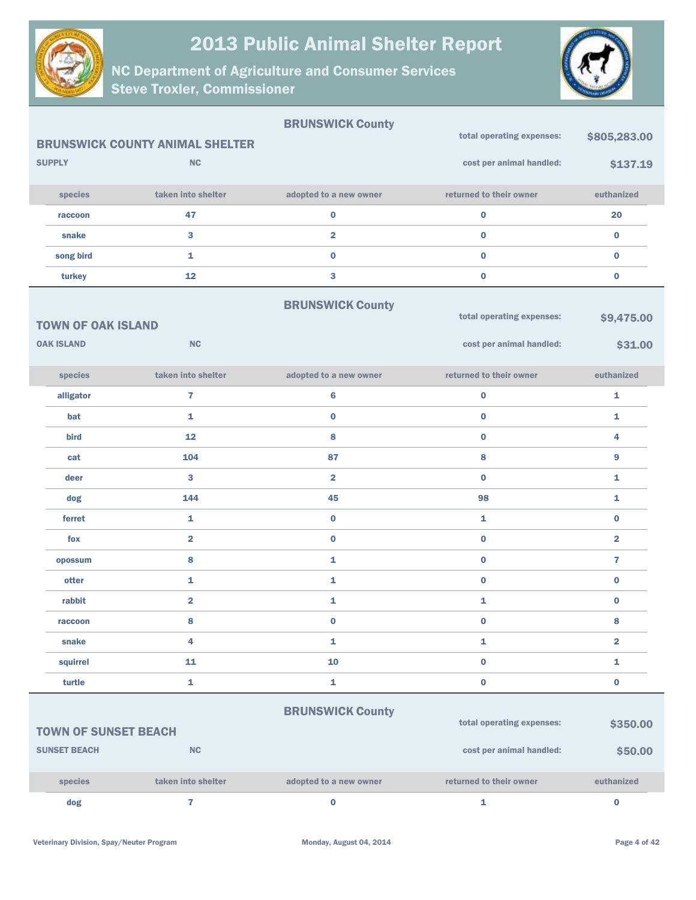# 2013 Public Animal Shelter Report

## NC Department of Agriculture and Consumer Services
## Steve Troxler, Commissioner

---

**BRUNSWICK County**

### BRUNSWICK COUNTY ANIMAL SHELTER

**SUPPLY** **NC**

**total operating expenses:** **$805,283.00**

**cost per animal handled:** **$137.19**

| species | taken into shelter | adopted to a new owner | returned to their owner | euthanized |
|---|---|---|---|---|
| raccoon | 47 | 0 | 0 | 20 |
| snake | 3 | 2 | 0 | 0 |
| song bird | 1 | 0 | 0 | 0 |
| turkey | 12 | 3 | 0 | 0 |

---

**BRUNSWICK County**

### TOWN OF OAK ISLAND

**OAK ISLAND** **NC**

**total operating expenses:** **$9,475.00**

**cost per animal handled:** **$31.00**

| species | taken into shelter | adopted to a new owner | returned to their owner | euthanized |
|---|---|---|---|---|
| alligator | 7 | 6 | 0 | 1 |
| bat | 1 | 0 | 0 | 1 |
| bird | 12 | 8 | 0 | 4 |
| cat | 104 | 87 | 8 | 9 |
| deer | 3 | 2 | 0 | 1 |
| dog | 144 | 45 | 98 | 1 |
| ferret | 1 | 0 | 1 | 0 |
| fox | 2 | 0 | 0 | 2 |
| opossum | 8 | 1 | 0 | 7 |
| otter | 1 | 1 | 0 | 0 |
| rabbit | 2 | 1 | 1 | 0 |
| raccoon | 8 | 0 | 0 | 8 |
| snake | 4 | 1 | 1 | 2 |
| squirrel | 11 | 10 | 0 | 1 |
| turtle | 1 | 1 | 0 | 0 |

---

**BRUNSWICK County**

### TOWN OF SUNSET BEACH

**SUNSET BEACH** **NC**

**total operating expenses:** **$350.00**

**cost per animal handled:** **$50.00**

| species | taken into shelter | adopted to a new owner | returned to their owner | euthanized |
|---|---|---|---|---|
| dog | 7 | 0 | 1 | 0 |

Veterinary Division, Spay/Neuter Program — Monday, August 04, 2014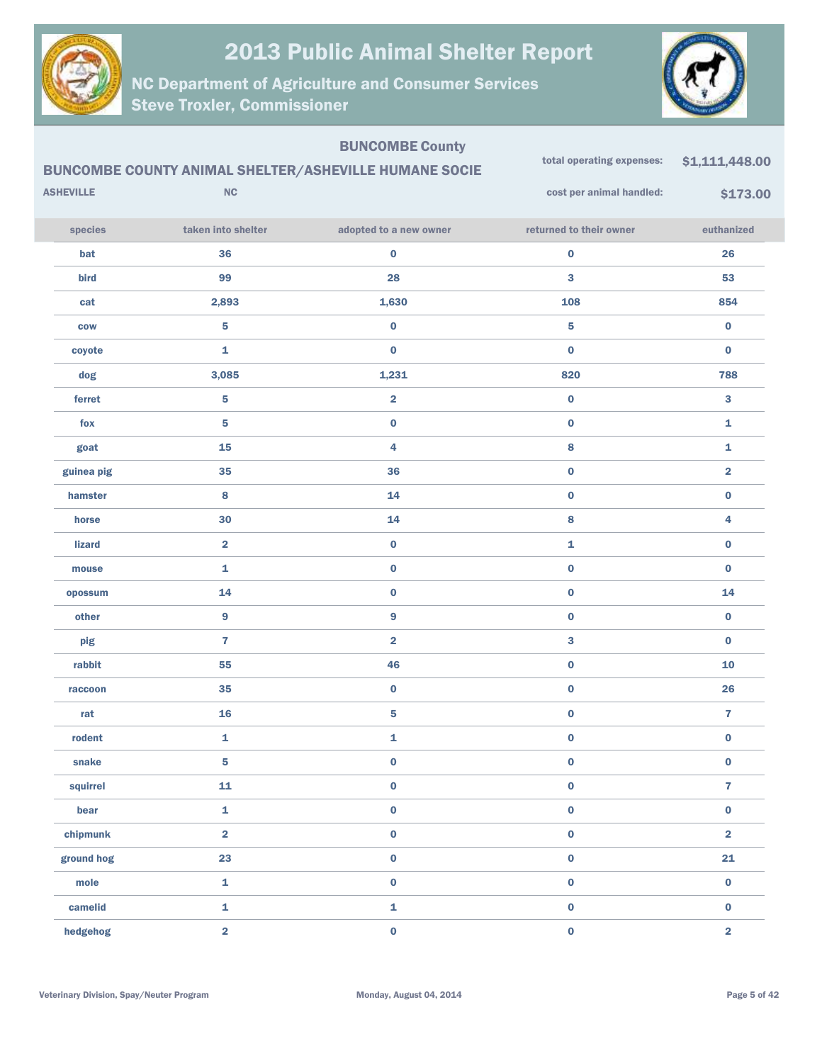# 2013 Public Animal Shelter Report

## NC Department of Agriculture and Consumer Services
## Steve Troxler, Commissioner

### BUNCOMBE County

**BUNCOMBE COUNTY ANIMAL SHELTER/ASHEVILLE HUMANE SOCIE**

ASHEVILLE NC

total operating expenses: **$1,111,448.00**

cost per animal handled: **$173.00**

| species | taken into shelter | adopted to a new owner | returned to their owner | euthanized |
|---|---|---|---|---|
| bat | 36 | 0 | 0 | 26 |
| bird | 99 | 28 | 3 | 53 |
| cat | 2,893 | 1,630 | 108 | 854 |
| cow | 5 | 0 | 5 | 0 |
| coyote | 1 | 0 | 0 | 0 |
| dog | 3,085 | 1,231 | 820 | 788 |
| ferret | 5 | 2 | 0 | 3 |
| fox | 5 | 0 | 0 | 1 |
| goat | 15 | 4 | 8 | 1 |
| guinea pig | 35 | 36 | 0 | 2 |
| hamster | 8 | 14 | 0 | 0 |
| horse | 30 | 14 | 8 | 4 |
| lizard | 2 | 0 | 1 | 0 |
| mouse | 1 | 0 | 0 | 0 |
| opossum | 14 | 0 | 0 | 14 |
| other | 9 | 9 | 0 | 0 |
| pig | 7 | 2 | 3 | 0 |
| rabbit | 55 | 46 | 0 | 10 |
| raccoon | 35 | 0 | 0 | 26 |
| rat | 16 | 5 | 0 | 7 |
| rodent | 1 | 1 | 0 | 0 |
| snake | 5 | 0 | 0 | 0 |
| squirrel | 11 | 0 | 0 | 7 |
| bear | 1 | 0 | 0 | 0 |
| chipmunk | 2 | 0 | 0 | 2 |
| ground hog | 23 | 0 | 0 | 21 |
| mole | 1 | 0 | 0 | 0 |
| camelid | 1 | 1 | 0 | 0 |
| hedgehog | 2 | 0 | 0 | 2 |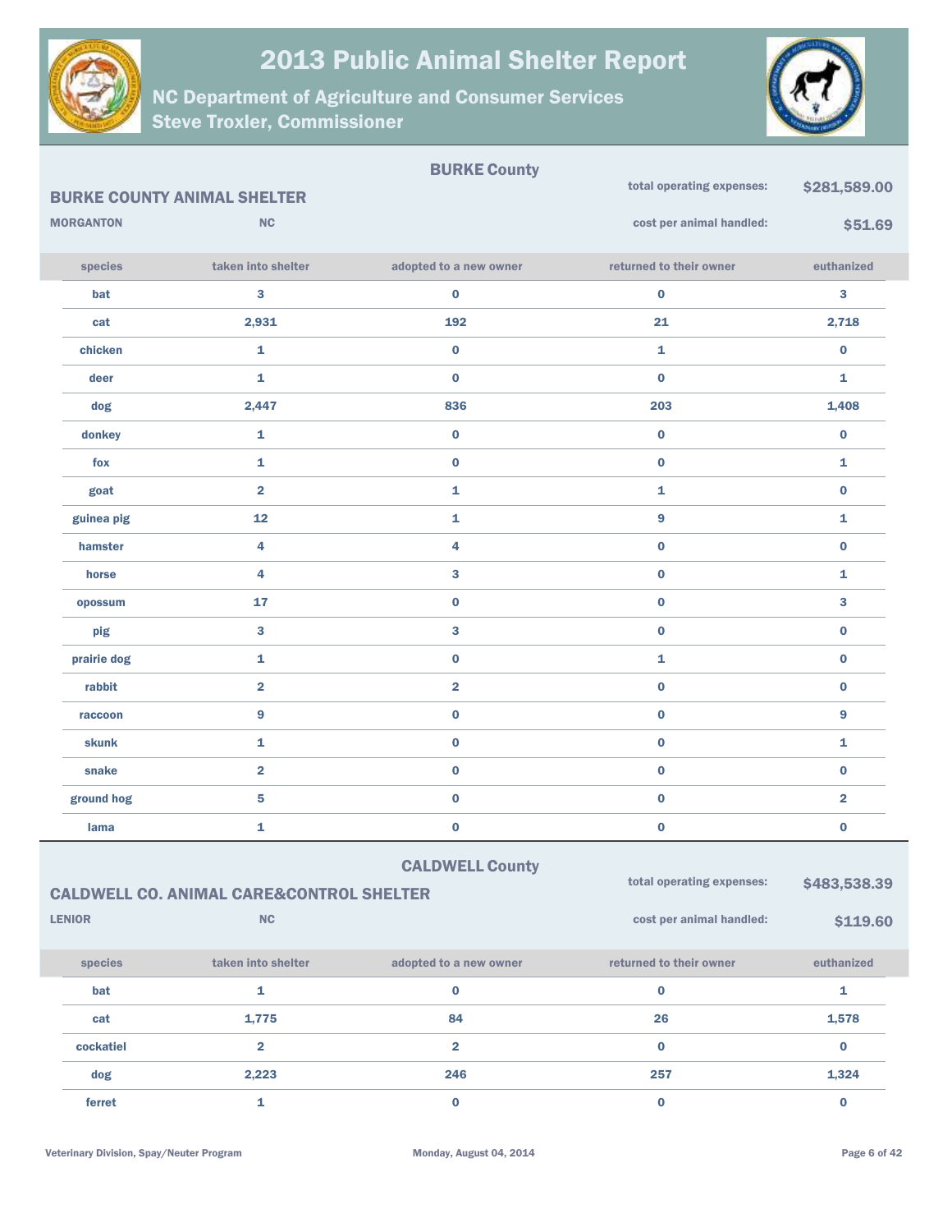# 2013 Public Animal Shelter Report

## NC Department of Agriculture and Consumer Services
## Steve Troxler, Commissioner

### BURKE County

**BURKE COUNTY ANIMAL SHELTER**

**MORGANTON** **NC**

**total operating expenses:** $281,589.00

**cost per animal handled:** $51.69

| species | taken into shelter | adopted to a new owner | returned to their owner | euthanized |
|---|---|---|---|---|
| bat | 3 | 0 | 0 | 3 |
| cat | 2,931 | 192 | 21 | 2,718 |
| chicken | 1 | 0 | 1 | 0 |
| deer | 1 | 0 | 0 | 1 |
| dog | 2,447 | 836 | 203 | 1,408 |
| donkey | 1 | 0 | 0 | 0 |
| fox | 1 | 0 | 0 | 1 |
| goat | 2 | 1 | 1 | 0 |
| guinea pig | 12 | 1 | 9 | 1 |
| hamster | 4 | 4 | 0 | 0 |
| horse | 4 | 3 | 0 | 1 |
| opossum | 17 | 0 | 0 | 3 |
| pig | 3 | 3 | 0 | 0 |
| prairie dog | 1 | 0 | 1 | 0 |
| rabbit | 2 | 2 | 0 | 0 |
| raccoon | 9 | 0 | 0 | 9 |
| skunk | 1 | 0 | 0 | 1 |
| snake | 2 | 0 | 0 | 0 |
| ground hog | 5 | 0 | 0 | 2 |
| lama | 1 | 0 | 0 | 0 |

### CALDWELL County

**CALDWELL CO. ANIMAL CARE&CONTROL SHELTER**

**LENIOR** **NC**

**total operating expenses:** $483,538.39

**cost per animal handled:** $119.60

| species | taken into shelter | adopted to a new owner | returned to their owner | euthanized |
|---|---|---|---|---|
| bat | 1 | 0 | 0 | 1 |
| cat | 1,775 | 84 | 26 | 1,578 |
| cockatiel | 2 | 2 | 0 | 0 |
| dog | 2,223 | 246 | 257 | 1,324 |
| ferret | 1 | 0 | 0 | 0 |

Veterinary Division, Spay/Neuter Program — Monday, August 04, 2014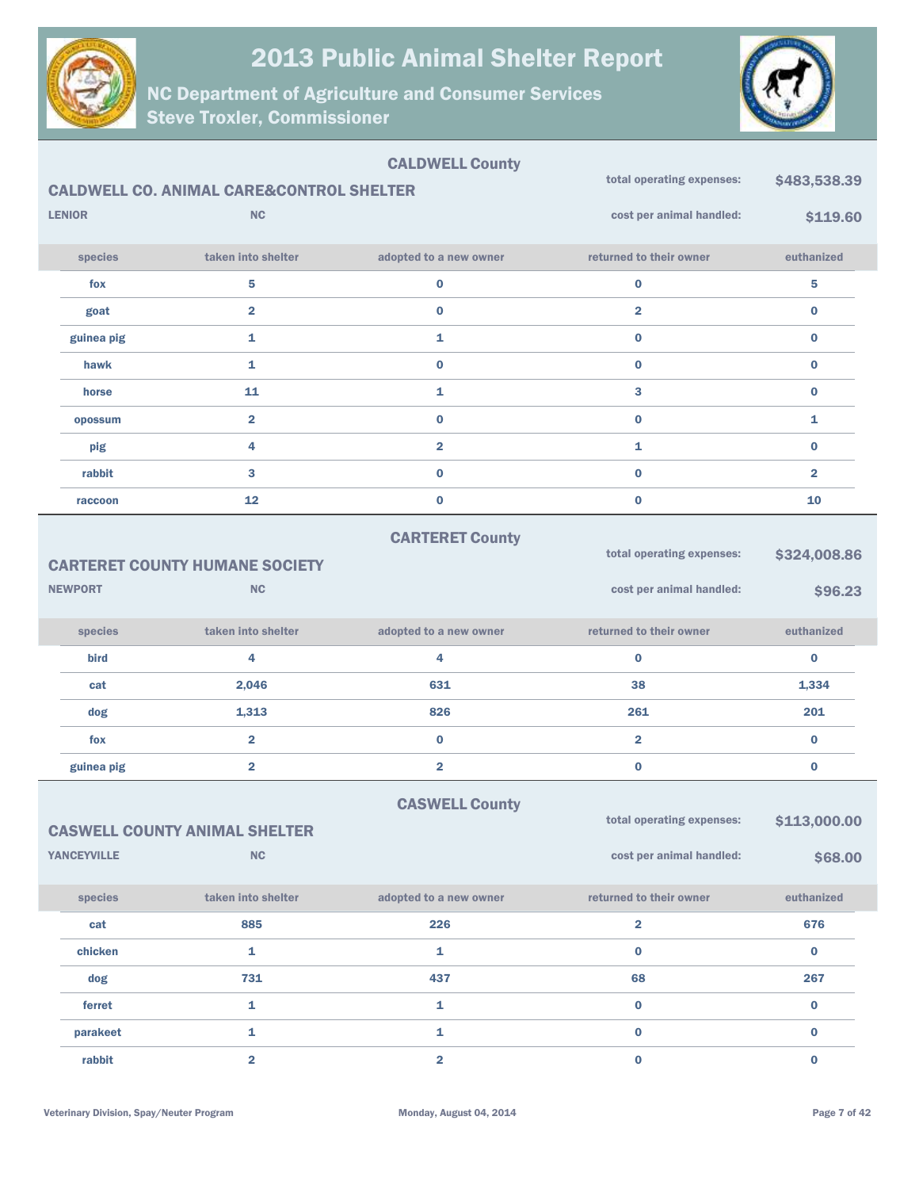# 2013 Public Animal Shelter Report

## NC Department of Agriculture and Consumer Services
## Steve Troxler, Commissioner

### CALDWELL County

**CALDWELL CO. ANIMAL CARE&CONTROL SHELTER**

LENIOR NC

total operating expenses: **$483,538.39**

cost per animal handled: **$119.60**

| species | taken into shelter | adopted to a new owner | returned to their owner | euthanized |
|---|---|---|---|---|
| fox | 5 | 0 | 0 | 5 |
| goat | 2 | 0 | 2 | 0 |
| guinea pig | 1 | 1 | 0 | 0 |
| hawk | 1 | 0 | 0 | 0 |
| horse | 11 | 1 | 3 | 0 |
| opossum | 2 | 0 | 0 | 1 |
| pig | 4 | 2 | 1 | 0 |
| rabbit | 3 | 0 | 0 | 2 |
| raccoon | 12 | 0 | 0 | 10 |

### CARTERET County

**CARTERET COUNTY HUMANE SOCIETY**

NEWPORT NC

total operating expenses: **$324,008.86**

cost per animal handled: **$96.23**

| species | taken into shelter | adopted to a new owner | returned to their owner | euthanized |
|---|---|---|---|---|
| bird | 4 | 4 | 0 | 0 |
| cat | 2,046 | 631 | 38 | 1,334 |
| dog | 1,313 | 826 | 261 | 201 |
| fox | 2 | 0 | 2 | 0 |
| guinea pig | 2 | 2 | 0 | 0 |

### CASWELL County

**CASWELL COUNTY ANIMAL SHELTER**

YANCEYVILLE NC

total operating expenses: **$113,000.00**

cost per animal handled: **$68.00**

| species | taken into shelter | adopted to a new owner | returned to their owner | euthanized |
|---|---|---|---|---|
| cat | 885 | 226 | 2 | 676 |
| chicken | 1 | 1 | 0 | 0 |
| dog | 731 | 437 | 68 | 267 |
| ferret | 1 | 1 | 0 | 0 |
| parakeet | 1 | 1 | 0 | 0 |
| rabbit | 2 | 2 | 0 | 0 |

Veterinary Division, Spay/Neuter Program — Monday, August 04, 2014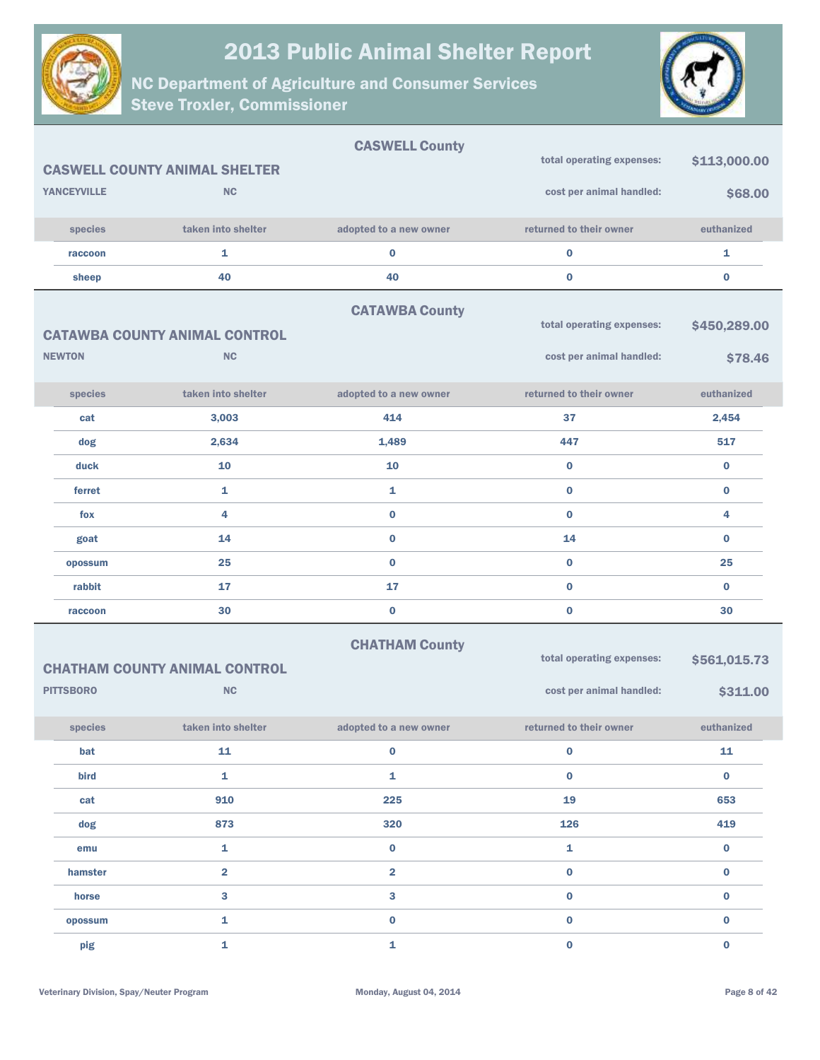# 2013 Public Animal Shelter Report

## NC Department of Agriculture and Consumer Services
## Steve Troxler, Commissioner

### CASWELL County

**CASWELL COUNTY ANIMAL SHELTER**
YANCEYVILLE NC

total operating expenses: **$113,000.00**
cost per animal handled: **$68.00**

| species | taken into shelter | adopted to a new owner | returned to their owner | euthanized |
|---|---|---|---|---|
| raccoon | 1 | 0 | 0 | 1 |
| sheep | 40 | 40 | 0 | 0 |

### CATAWBA County

**CATAWBA COUNTY ANIMAL CONTROL**
NEWTON NC

total operating expenses: **$450,289.00**
cost per animal handled: **$78.46**

| species | taken into shelter | adopted to a new owner | returned to their owner | euthanized |
|---|---|---|---|---|
| cat | 3,003 | 414 | 37 | 2,454 |
| dog | 2,634 | 1,489 | 447 | 517 |
| duck | 10 | 10 | 0 | 0 |
| ferret | 1 | 1 | 0 | 0 |
| fox | 4 | 0 | 0 | 4 |
| goat | 14 | 0 | 14 | 0 |
| opossum | 25 | 0 | 0 | 25 |
| rabbit | 17 | 17 | 0 | 0 |
| raccoon | 30 | 0 | 0 | 30 |

### CHATHAM County

**CHATHAM COUNTY ANIMAL CONTROL**
PITTSBORO NC

total operating expenses: **$561,015.73**
cost per animal handled: **$311.00**

| species | taken into shelter | adopted to a new owner | returned to their owner | euthanized |
|---|---|---|---|---|
| bat | 11 | 0 | 0 | 11 |
| bird | 1 | 1 | 0 | 0 |
| cat | 910 | 225 | 19 | 653 |
| dog | 873 | 320 | 126 | 419 |
| emu | 1 | 0 | 1 | 0 |
| hamster | 2 | 2 | 0 | 0 |
| horse | 3 | 3 | 0 | 0 |
| opossum | 1 | 0 | 0 | 0 |
| pig | 1 | 1 | 0 | 0 |

Veterinary Division, Spay/Neuter Program — Monday, August 04, 2014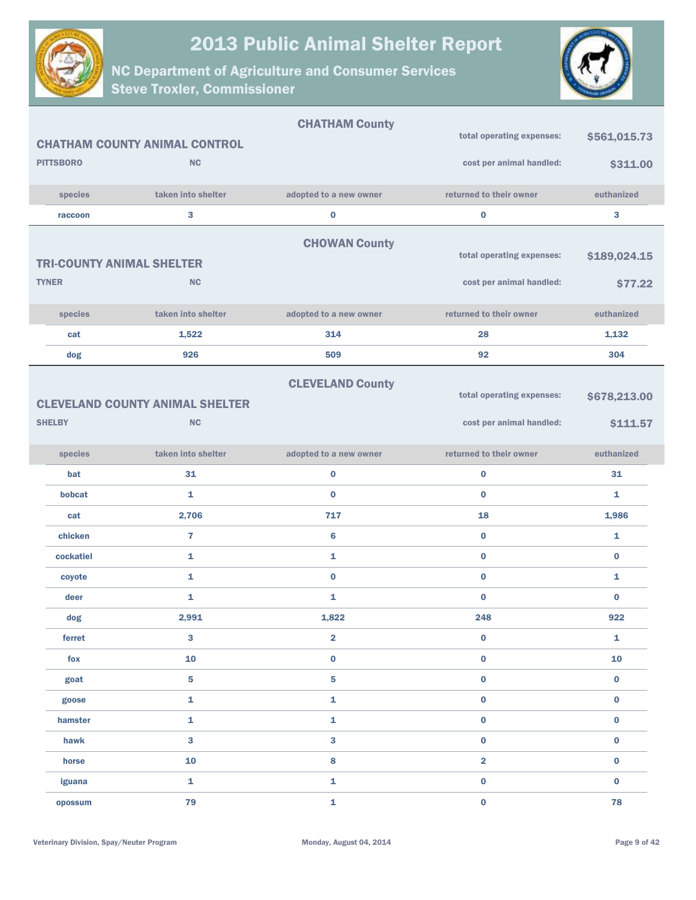# 2013 Public Animal Shelter Report

## NC Department of Agriculture and Consumer Services
## Steve Troxler, Commissioner

### CHATHAM County

**CHATHAM COUNTY ANIMAL CONTROL**

**PITTSBORO** **NC**

total operating expenses: **$561,015.73**

cost per animal handled: **$311.00**

| species | taken into shelter | adopted to a new owner | returned to their owner | euthanized |
|---|---|---|---|---|
| raccoon | 3 | 0 | 0 | 3 |

### CHOWAN County

**TRI-COUNTY ANIMAL SHELTER**

**TYNER** **NC**

total operating expenses: **$189,024.15**

cost per animal handled: **$77.22**

| species | taken into shelter | adopted to a new owner | returned to their owner | euthanized |
|---|---|---|---|---|
| cat | 1,522 | 314 | 28 | 1,132 |
| dog | 926 | 509 | 92 | 304 |

### CLEVELAND County

**CLEVELAND COUNTY ANIMAL SHELTER**

**SHELBY** **NC**

total operating expenses: **$678,213.00**

cost per animal handled: **$111.57**

| species | taken into shelter | adopted to a new owner | returned to their owner | euthanized |
|---|---|---|---|---|
| bat | 31 | 0 | 0 | 31 |
| bobcat | 1 | 0 | 0 | 1 |
| cat | 2,706 | 717 | 18 | 1,986 |
| chicken | 7 | 6 | 0 | 1 |
| cockatiel | 1 | 1 | 0 | 0 |
| coyote | 1 | 0 | 0 | 1 |
| deer | 1 | 1 | 0 | 0 |
| dog | 2,991 | 1,822 | 248 | 922 |
| ferret | 3 | 2 | 0 | 1 |
| fox | 10 | 0 | 0 | 10 |
| goat | 5 | 5 | 0 | 0 |
| goose | 1 | 1 | 0 | 0 |
| hamster | 1 | 1 | 0 | 0 |
| hawk | 3 | 3 | 0 | 0 |
| horse | 10 | 8 | 2 | 0 |
| iguana | 1 | 1 | 0 | 0 |
| opossum | 79 | 1 | 0 | 78 |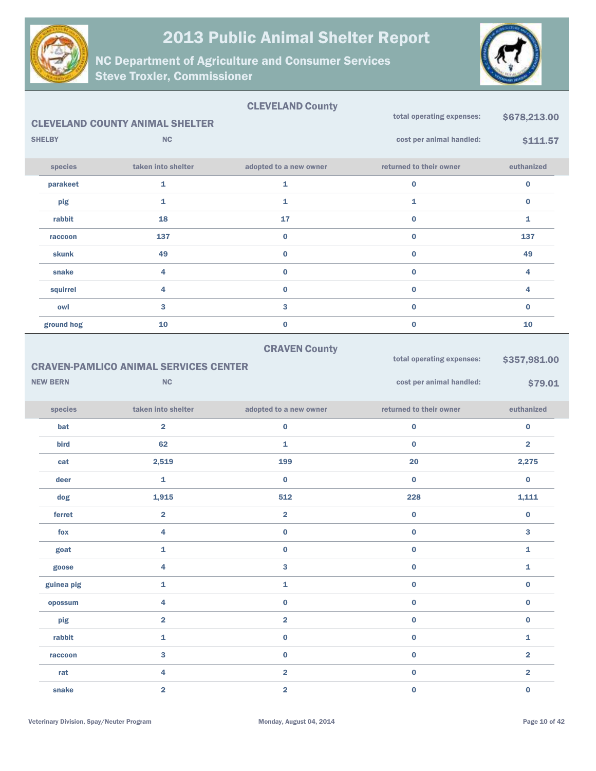# 2013 Public Animal Shelter Report

## NC Department of Agriculture and Consumer Services
## Steve Troxler, Commissioner

### CLEVELAND County

**CLEVELAND COUNTY ANIMAL SHELTER**

**SHELBY** **NC**

total operating expenses: **$678,213.00**

cost per animal handled: **$111.57**

| species | taken into shelter | adopted to a new owner | returned to their owner | euthanized |
|---|---|---|---|---|
| parakeet | 1 | 1 | 0 | 0 |
| pig | 1 | 1 | 1 | 0 |
| rabbit | 18 | 17 | 0 | 1 |
| raccoon | 137 | 0 | 0 | 137 |
| skunk | 49 | 0 | 0 | 49 |
| snake | 4 | 0 | 0 | 4 |
| squirrel | 4 | 0 | 0 | 4 |
| owl | 3 | 3 | 0 | 0 |
| ground hog | 10 | 0 | 0 | 10 |

### CRAVEN County

**CRAVEN-PAMLICO ANIMAL SERVICES CENTER**

**NEW BERN** **NC**

total operating expenses: **$357,981.00**

cost per animal handled: **$79.01**

| species | taken into shelter | adopted to a new owner | returned to their owner | euthanized |
|---|---|---|---|---|
| bat | 2 | 0 | 0 | 0 |
| bird | 62 | 1 | 0 | 2 |
| cat | 2,519 | 199 | 20 | 2,275 |
| deer | 1 | 0 | 0 | 0 |
| dog | 1,915 | 512 | 228 | 1,111 |
| ferret | 2 | 2 | 0 | 0 |
| fox | 4 | 0 | 0 | 3 |
| goat | 1 | 0 | 0 | 1 |
| goose | 4 | 3 | 0 | 1 |
| guinea pig | 1 | 1 | 0 | 0 |
| opossum | 4 | 0 | 0 | 0 |
| pig | 2 | 2 | 0 | 0 |
| rabbit | 1 | 0 | 0 | 1 |
| raccoon | 3 | 0 | 0 | 2 |
| rat | 4 | 2 | 0 | 2 |
| snake | 2 | 2 | 0 | 0 |

Veterinary Division, Spay/Neuter Program

Monday, August 04, 2014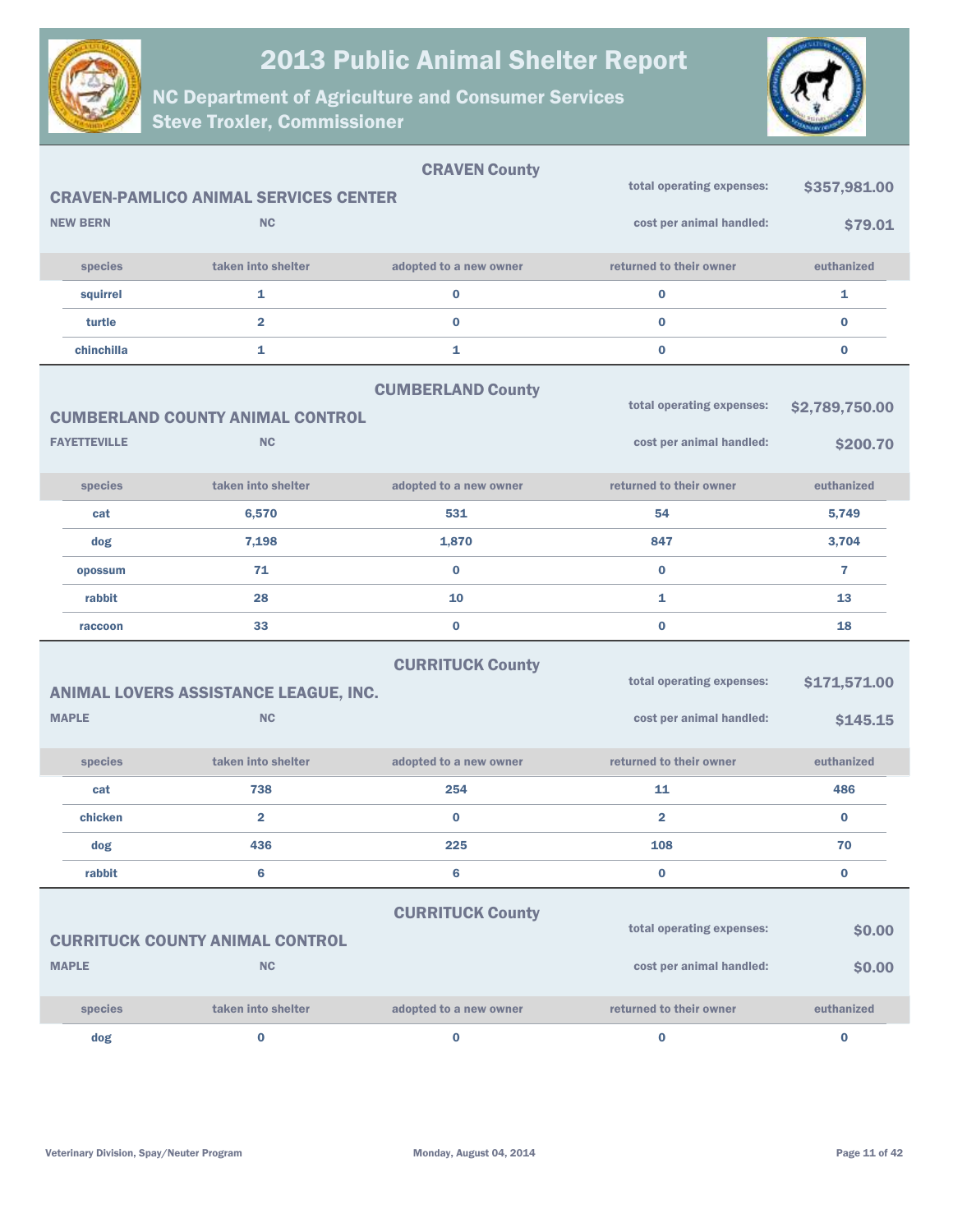# 2013 Public Animal Shelter Report

## NC Department of Agriculture and Consumer Services
## Steve Troxler, Commissioner

### CRAVEN County

**CRAVEN-PAMLICO ANIMAL SERVICES CENTER**

NEW BERN NC

total operating expenses: **$357,981.00**

cost per animal handled: **$79.01**

| species | taken into shelter | adopted to a new owner | returned to their owner | euthanized |
|---|---|---|---|---|
| squirrel | 1 | 0 | 0 | 1 |
| turtle | 2 | 0 | 0 | 0 |
| chinchilla | 1 | 1 | 0 | 0 |

### CUMBERLAND County

**CUMBERLAND COUNTY ANIMAL CONTROL**

FAYETTEVILLE NC

total operating expenses: **$2,789,750.00**

cost per animal handled: **$200.70**

| species | taken into shelter | adopted to a new owner | returned to their owner | euthanized |
|---|---|---|---|---|
| cat | 6,570 | 531 | 54 | 5,749 |
| dog | 7,198 | 1,870 | 847 | 3,704 |
| opossum | 71 | 0 | 0 | 7 |
| rabbit | 28 | 10 | 1 | 13 |
| raccoon | 33 | 0 | 0 | 18 |

### CURRITUCK County

**ANIMAL LOVERS ASSISTANCE LEAGUE, INC.**

MAPLE NC

total operating expenses: **$171,571.00**

cost per animal handled: **$145.15**

| species | taken into shelter | adopted to a new owner | returned to their owner | euthanized |
|---|---|---|---|---|
| cat | 738 | 254 | 11 | 486 |
| chicken | 2 | 0 | 2 | 0 |
| dog | 436 | 225 | 108 | 70 |
| rabbit | 6 | 6 | 0 | 0 |

### CURRITUCK County

**CURRITUCK COUNTY ANIMAL CONTROL**

MAPLE NC

total operating expenses: **$0.00**

cost per animal handled: **$0.00**

| species | taken into shelter | adopted to a new owner | returned to their owner | euthanized |
|---|---|---|---|---|
| dog | 0 | 0 | 0 | 0 |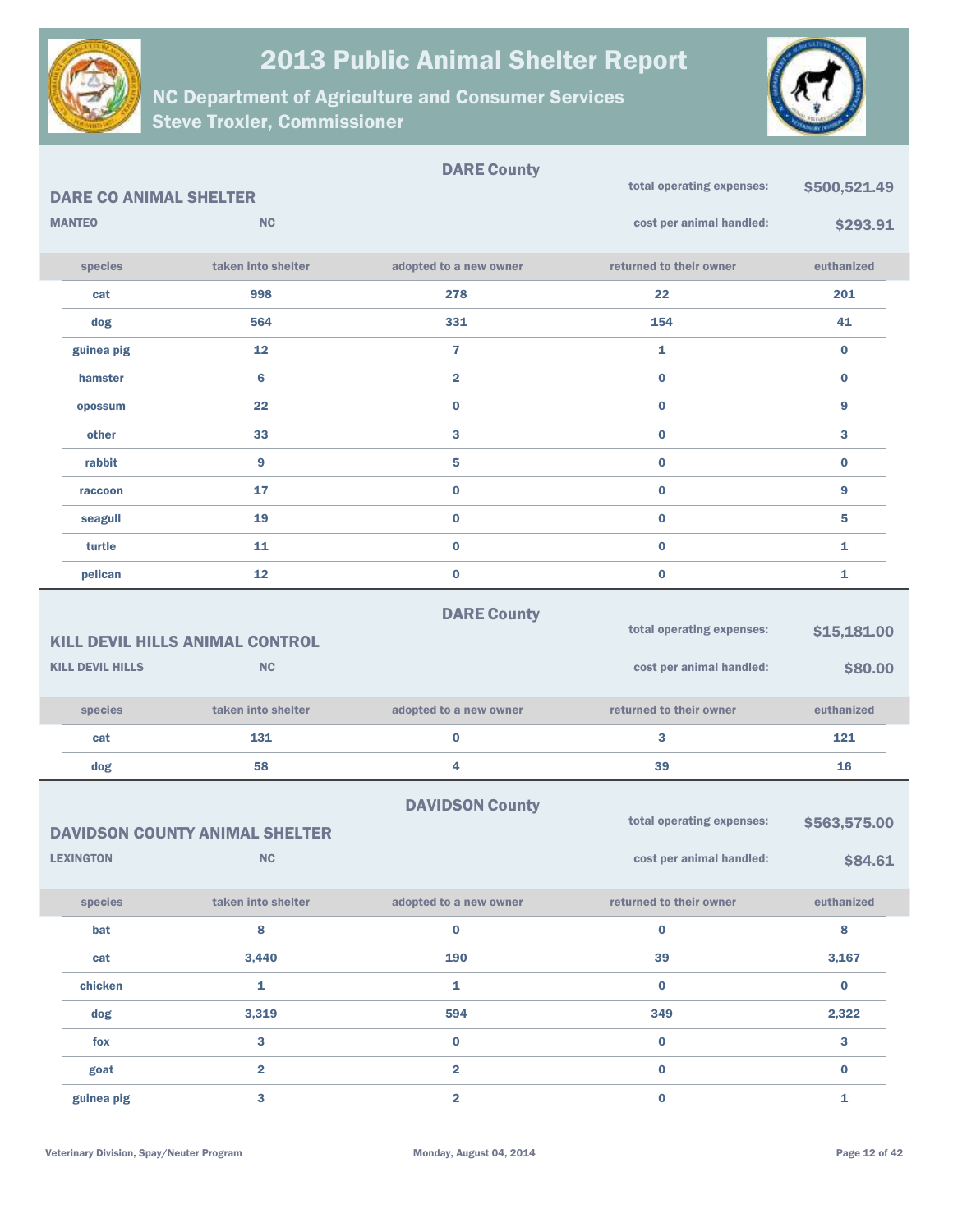# 2013 Public Animal Shelter Report

## NC Department of Agriculture and Consumer Services
## Steve Troxler, Commissioner

### DARE County

**DARE CO ANIMAL SHELTER**

**MANTEO** **NC**

**total operating expenses:** $500,521.49

**cost per animal handled:** $293.91

| species | taken into shelter | adopted to a new owner | returned to their owner | euthanized |
|---|---|---|---|---|
| cat | 998 | 278 | 22 | 201 |
| dog | 564 | 331 | 154 | 41 |
| guinea pig | 12 | 7 | 1 | 0 |
| hamster | 6 | 2 | 0 | 0 |
| opossum | 22 | 0 | 0 | 9 |
| other | 33 | 3 | 0 | 3 |
| rabbit | 9 | 5 | 0 | 0 |
| raccoon | 17 | 0 | 0 | 9 |
| seagull | 19 | 0 | 0 | 5 |
| turtle | 11 | 0 | 0 | 1 |
| pelican | 12 | 0 | 0 | 1 |

### DARE County

**KILL DEVIL HILLS ANIMAL CONTROL**

**KILL DEVIL HILLS** **NC**

**total operating expenses:** $15,181.00

**cost per animal handled:** $80.00

| species | taken into shelter | adopted to a new owner | returned to their owner | euthanized |
|---|---|---|---|---|
| cat | 131 | 0 | 3 | 121 |
| dog | 58 | 4 | 39 | 16 |

### DAVIDSON County

**DAVIDSON COUNTY ANIMAL SHELTER**

**LEXINGTON** **NC**

**total operating expenses:** $563,575.00

**cost per animal handled:** $84.61

| species | taken into shelter | adopted to a new owner | returned to their owner | euthanized |
|---|---|---|---|---|
| bat | 8 | 0 | 0 | 8 |
| cat | 3,440 | 190 | 39 | 3,167 |
| chicken | 1 | 1 | 0 | 0 |
| dog | 3,319 | 594 | 349 | 2,322 |
| fox | 3 | 0 | 0 | 3 |
| goat | 2 | 2 | 0 | 0 |
| guinea pig | 3 | 2 | 0 | 1 |

Veterinary Division, Spay/Neuter Program — Monday, August 04, 2014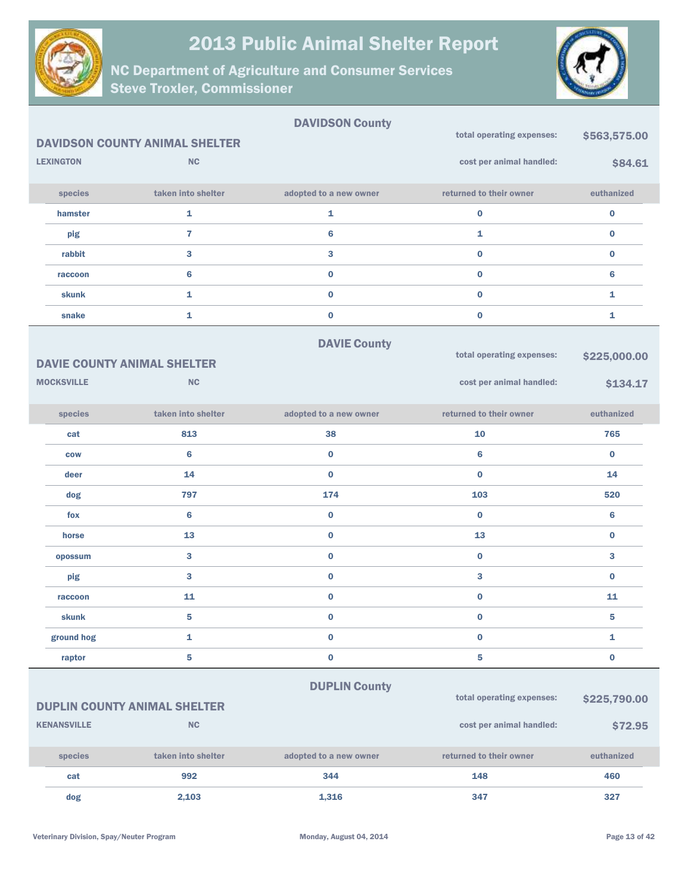# 2013 Public Animal Shelter Report

## NC Department of Agriculture and Consumer Services
## Steve Troxler, Commissioner

### DAVIDSON County

**DAVIDSON COUNTY ANIMAL SHELTER**

**LEXINGTON** **NC**

**total operating expenses:** $563,575.00

**cost per animal handled:** $84.61

| species | taken into shelter | adopted to a new owner | returned to their owner | euthanized |
|---|---|---|---|---|
| hamster | 1 | 1 | 0 | 0 |
| pig | 7 | 6 | 1 | 0 |
| rabbit | 3 | 3 | 0 | 0 |
| raccoon | 6 | 0 | 0 | 6 |
| skunk | 1 | 0 | 0 | 1 |
| snake | 1 | 0 | 0 | 1 |

### DAVIE County

**DAVIE COUNTY ANIMAL SHELTER**

**MOCKSVILLE** **NC**

**total operating expenses:** $225,000.00

**cost per animal handled:** $134.17

| species | taken into shelter | adopted to a new owner | returned to their owner | euthanized |
|---|---|---|---|---|
| cat | 813 | 38 | 10 | 765 |
| cow | 6 | 0 | 6 | 0 |
| deer | 14 | 0 | 0 | 14 |
| dog | 797 | 174 | 103 | 520 |
| fox | 6 | 0 | 0 | 6 |
| horse | 13 | 0 | 13 | 0 |
| opossum | 3 | 0 | 0 | 3 |
| pig | 3 | 0 | 3 | 0 |
| raccoon | 11 | 0 | 0 | 11 |
| skunk | 5 | 0 | 0 | 5 |
| ground hog | 1 | 0 | 0 | 1 |
| raptor | 5 | 0 | 5 | 0 |

### DUPLIN County

**DUPLIN COUNTY ANIMAL SHELTER**

**KENANSVILLE** **NC**

**total operating expenses:** $225,790.00

**cost per animal handled:** $72.95

| species | taken into shelter | adopted to a new owner | returned to their owner | euthanized |
|---|---|---|---|---|
| cat | 992 | 344 | 148 | 460 |
| dog | 2,103 | 1,316 | 347 | 327 |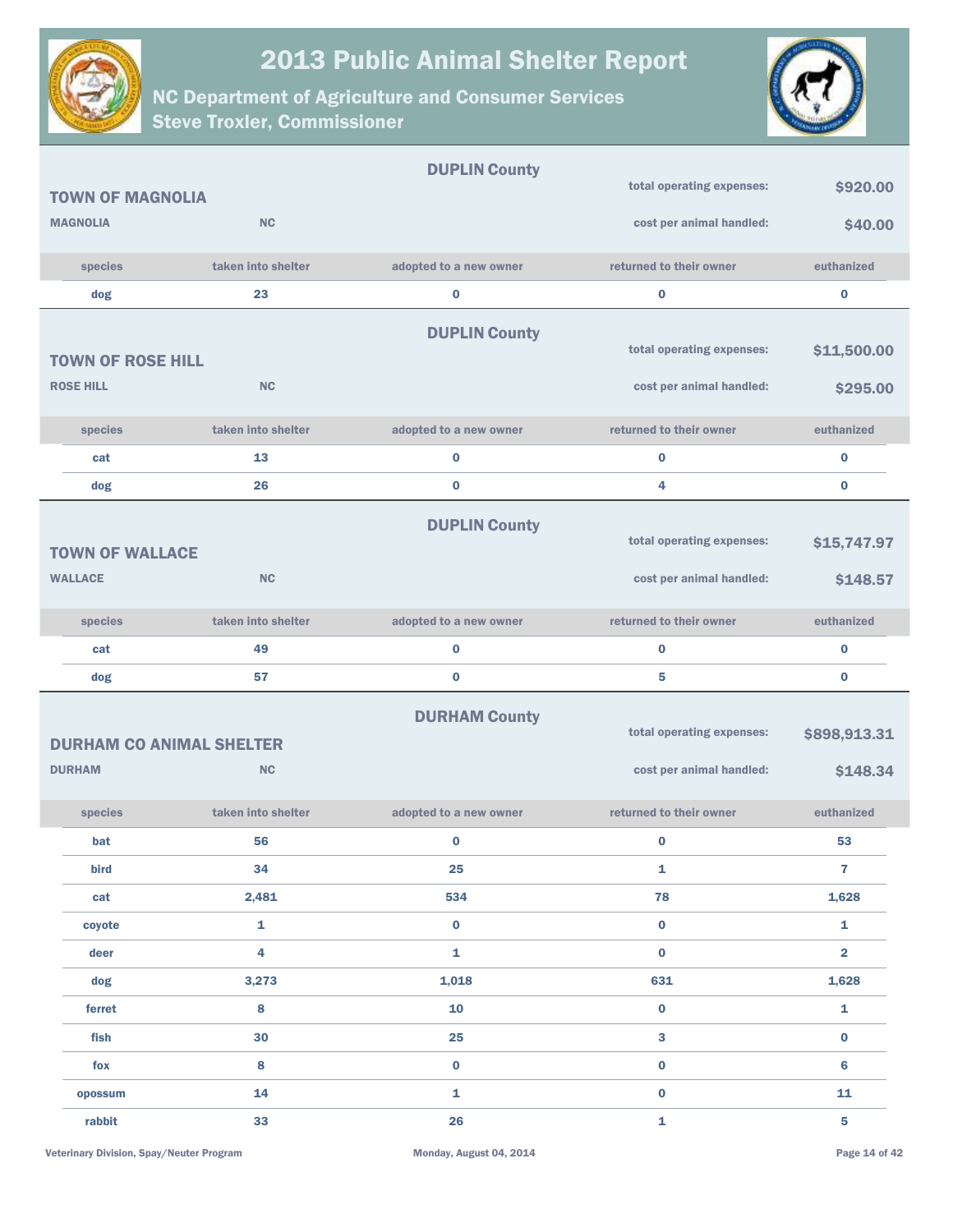# 2013 Public Animal Shelter Report

## NC Department of Agriculture and Consumer Services
## Steve Troxler, Commissioner

---

### DUPLIN County

**TOWN OF MAGNOLIA**

**MAGNOLIA** **NC**

total operating expenses: **$920.00**

cost per animal handled: **$40.00**

| species | taken into shelter | adopted to a new owner | returned to their owner | euthanized |
|---|---|---|---|---|
| dog | 23 | 0 | 0 | 0 |

---

### DUPLIN County

**TOWN OF ROSE HILL**

**ROSE HILL** **NC**

total operating expenses: **$11,500.00**

cost per animal handled: **$295.00**

| species | taken into shelter | adopted to a new owner | returned to their owner | euthanized |
|---|---|---|---|---|
| cat | 13 | 0 | 0 | 0 |
| dog | 26 | 0 | 4 | 0 |

---

### DUPLIN County

**TOWN OF WALLACE**

**WALLACE** **NC**

total operating expenses: **$15,747.97**

cost per animal handled: **$148.57**

| species | taken into shelter | adopted to a new owner | returned to their owner | euthanized |
|---|---|---|---|---|
| cat | 49 | 0 | 0 | 0 |
| dog | 57 | 0 | 5 | 0 |

---

### DURHAM County

**DURHAM CO ANIMAL SHELTER**

**DURHAM** **NC**

total operating expenses: **$898,913.31**

cost per animal handled: **$148.34**

| species | taken into shelter | adopted to a new owner | returned to their owner | euthanized |
|---|---|---|---|---|
| bat | 56 | 0 | 0 | 53 |
| bird | 34 | 25 | 1 | 7 |
| cat | 2,481 | 534 | 78 | 1,628 |
| coyote | 1 | 0 | 0 | 1 |
| deer | 4 | 1 | 0 | 2 |
| dog | 3,273 | 1,018 | 631 | 1,628 |
| ferret | 8 | 10 | 0 | 1 |
| fish | 30 | 25 | 3 | 0 |
| fox | 8 | 0 | 0 | 6 |
| opossum | 14 | 1 | 0 | 11 |
| rabbit | 33 | 26 | 1 | 5 |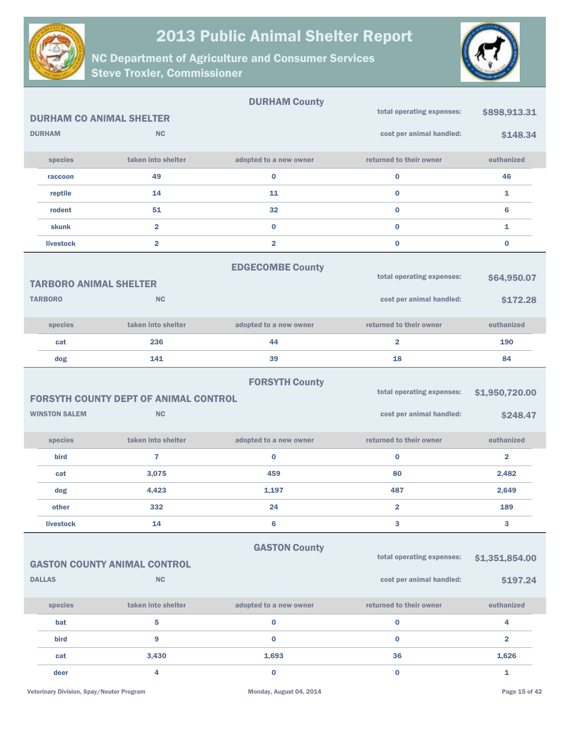# 2013 Public Animal Shelter Report

## NC Department of Agriculture and Consumer Services
## Steve Troxler, Commissioner

### DURHAM County

**DURHAM CO ANIMAL SHELTER**
DURHAM NC

total operating expenses: **$898,913.31**
cost per animal handled: **$148.34**

| species | taken into shelter | adopted to a new owner | returned to their owner | euthanized |
|---|---|---|---|---|
| raccoon | 49 | 0 | 0 | 46 |
| reptile | 14 | 11 | 0 | 1 |
| rodent | 51 | 32 | 0 | 6 |
| skunk | 2 | 0 | 0 | 1 |
| livestock | 2 | 2 | 0 | 0 |

### EDGECOMBE County

**TARBORO ANIMAL SHELTER**
TARBORO NC

total operating expenses: **$64,950.07**
cost per animal handled: **$172.28**

| species | taken into shelter | adopted to a new owner | returned to their owner | euthanized |
|---|---|---|---|---|
| cat | 236 | 44 | 2 | 190 |
| dog | 141 | 39 | 18 | 84 |

### FORSYTH County

**FORSYTH COUNTY DEPT OF ANIMAL CONTROL**
WINSTON SALEM NC

total operating expenses: **$1,950,720.00**
cost per animal handled: **$248.47**

| species | taken into shelter | adopted to a new owner | returned to their owner | euthanized |
|---|---|---|---|---|
| bird | 7 | 0 | 0 | 2 |
| cat | 3,075 | 459 | 80 | 2,482 |
| dog | 4,423 | 1,197 | 487 | 2,649 |
| other | 332 | 24 | 2 | 189 |
| livestock | 14 | 6 | 3 | 3 |

### GASTON County

**GASTON COUNTY ANIMAL CONTROL**
DALLAS NC

total operating expenses: **$1,351,854.00**
cost per animal handled: **$197.24**

| species | taken into shelter | adopted to a new owner | returned to their owner | euthanized |
|---|---|---|---|---|
| bat | 5 | 0 | 0 | 4 |
| bird | 9 | 0 | 0 | 2 |
| cat | 3,430 | 1,693 | 36 | 1,626 |
| deer | 4 | 0 | 0 | 1 |

Veterinary Division, Spay/Neuter Program — Monday, August 04, 2014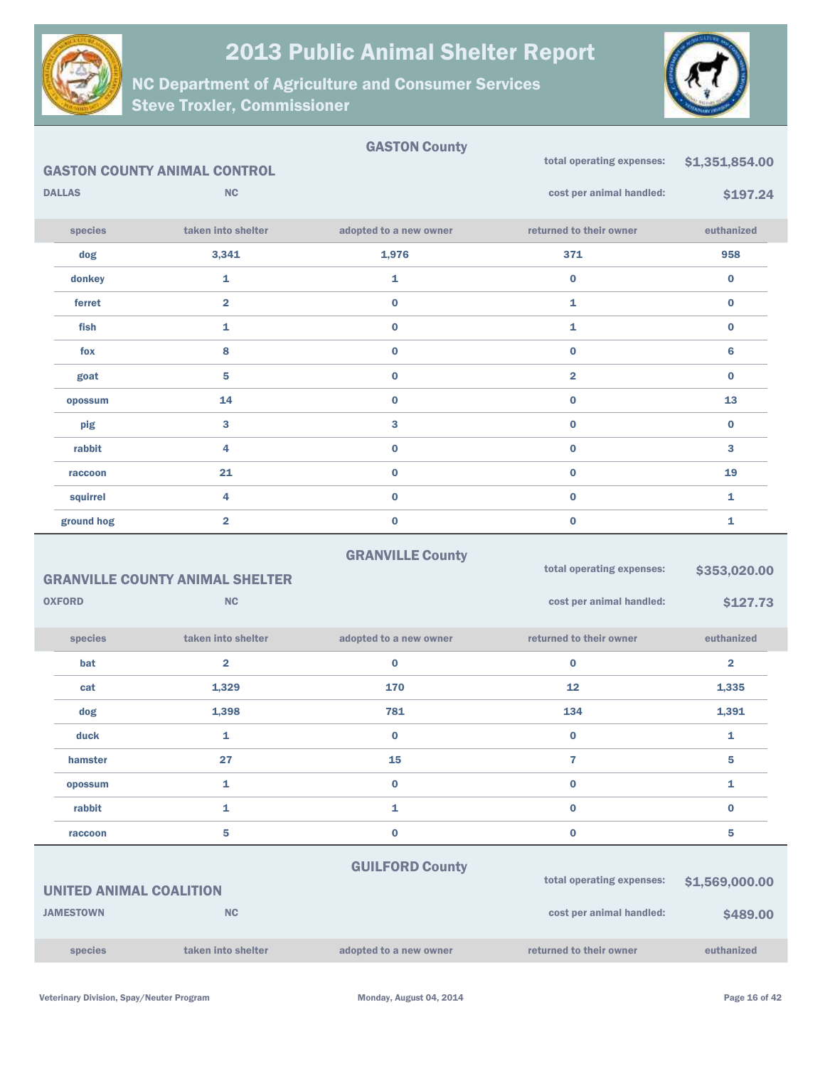# 2013 Public Animal Shelter Report

## NC Department of Agriculture and Consumer Services
## Steve Troxler, Commissioner

### GASTON County

**GASTON COUNTY ANIMAL CONTROL**

**DALLAS** NC

total operating expenses: **$1,351,854.00**

cost per animal handled: **$197.24**

| species | taken into shelter | adopted to a new owner | returned to their owner | euthanized |
|---|---|---|---|---|
| dog | 3,341 | 1,976 | 371 | 958 |
| donkey | 1 | 1 | 0 | 0 |
| ferret | 2 | 0 | 1 | 0 |
| fish | 1 | 0 | 1 | 0 |
| fox | 8 | 0 | 0 | 6 |
| goat | 5 | 0 | 2 | 0 |
| opossum | 14 | 0 | 0 | 13 |
| pig | 3 | 3 | 0 | 0 |
| rabbit | 4 | 0 | 0 | 3 |
| raccoon | 21 | 0 | 0 | 19 |
| squirrel | 4 | 0 | 0 | 1 |
| ground hog | 2 | 0 | 0 | 1 |

### GRANVILLE County

**GRANVILLE COUNTY ANIMAL SHELTER**

**OXFORD** NC

total operating expenses: **$353,020.00**

cost per animal handled: **$127.73**

| species | taken into shelter | adopted to a new owner | returned to their owner | euthanized |
|---|---|---|---|---|
| bat | 2 | 0 | 0 | 2 |
| cat | 1,329 | 170 | 12 | 1,335 |
| dog | 1,398 | 781 | 134 | 1,391 |
| duck | 1 | 0 | 0 | 1 |
| hamster | 27 | 15 | 7 | 5 |
| opossum | 1 | 0 | 0 | 1 |
| rabbit | 1 | 1 | 0 | 0 |
| raccoon | 5 | 0 | 0 | 5 |

### GUILFORD County

**UNITED ANIMAL COALITION**

**JAMESTOWN** NC

total operating expenses: **$1,569,000.00**

cost per animal handled: **$489.00**

| species | taken into shelter | adopted to a new owner | returned to their owner | euthanized |
|---|---|---|---|---|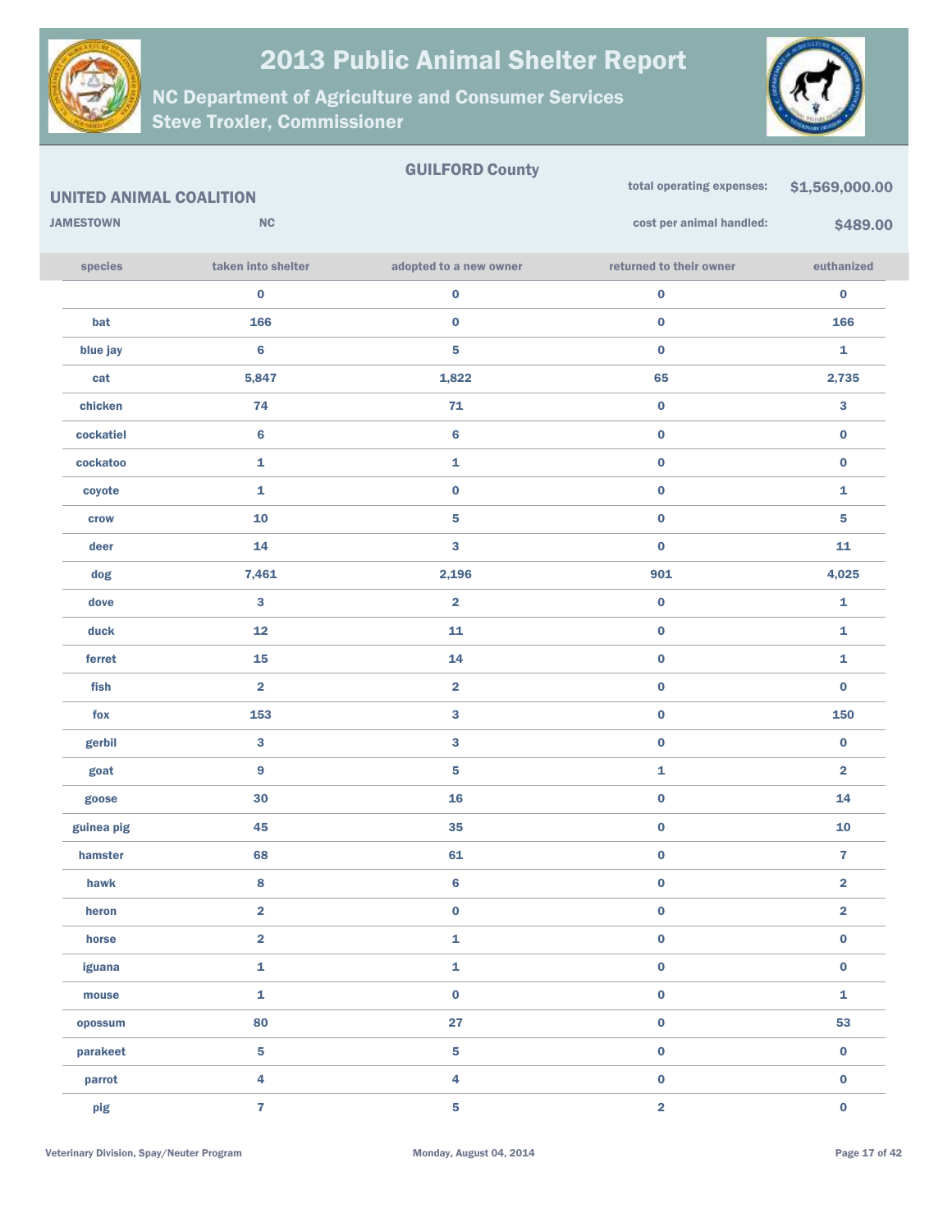# 2013 Public Animal Shelter Report

## NC Department of Agriculture and Consumer Services
## Steve Troxler, Commissioner

**GUILFORD County**

**UNITED ANIMAL COALITION**

**JAMESTOWN** **NC**

**total operating expenses:** **$1,569,000.00**

**cost per animal handled:** **$489.00**

| species | taken into shelter | adopted to a new owner | returned to their owner | euthanized |
|---|---|---|---|---|
| | 0 | 0 | 0 | 0 |
| bat | 166 | 0 | 0 | 166 |
| blue jay | 6 | 5 | 0 | 1 |
| cat | 5,847 | 1,822 | 65 | 2,735 |
| chicken | 74 | 71 | 0 | 3 |
| cockatiel | 6 | 6 | 0 | 0 |
| cockatoo | 1 | 1 | 0 | 0 |
| coyote | 1 | 0 | 0 | 1 |
| crow | 10 | 5 | 0 | 5 |
| deer | 14 | 3 | 0 | 11 |
| dog | 7,461 | 2,196 | 901 | 4,025 |
| dove | 3 | 2 | 0 | 1 |
| duck | 12 | 11 | 0 | 1 |
| ferret | 15 | 14 | 0 | 1 |
| fish | 2 | 2 | 0 | 0 |
| fox | 153 | 3 | 0 | 150 |
| gerbil | 3 | 3 | 0 | 0 |
| goat | 9 | 5 | 1 | 2 |
| goose | 30 | 16 | 0 | 14 |
| guinea pig | 45 | 35 | 0 | 10 |
| hamster | 68 | 61 | 0 | 7 |
| hawk | 8 | 6 | 0 | 2 |
| heron | 2 | 0 | 0 | 2 |
| horse | 2 | 1 | 0 | 0 |
| iguana | 1 | 1 | 0 | 0 |
| mouse | 1 | 0 | 0 | 1 |
| opossum | 80 | 27 | 0 | 53 |
| parakeet | 5 | 5 | 0 | 0 |
| parrot | 4 | 4 | 0 | 0 |
| pig | 7 | 5 | 2 | 0 |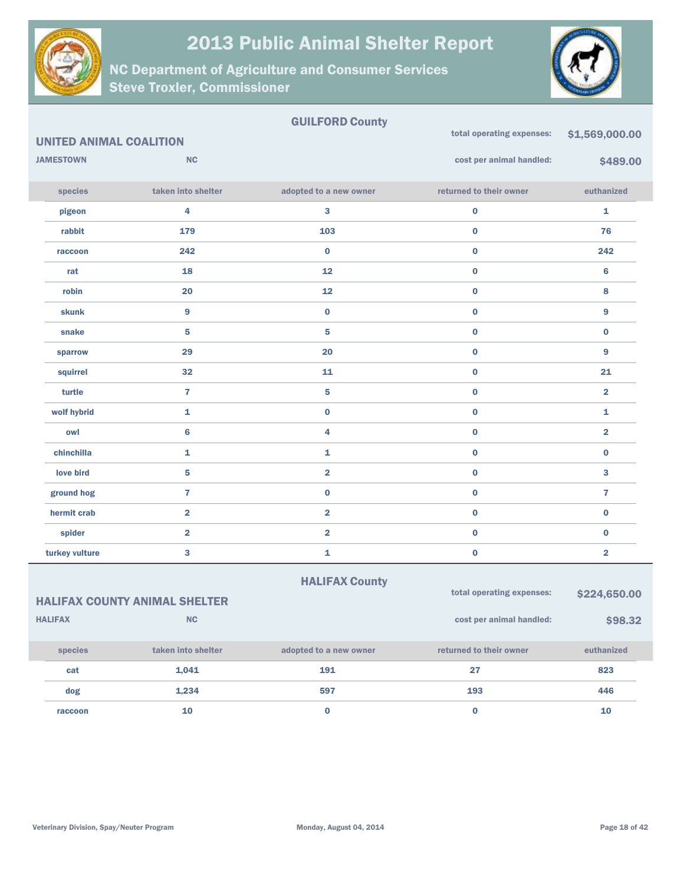# 2013 Public Animal Shelter Report

## NC Department of Agriculture and Consumer Services
## Steve Troxler, Commissioner

### GUILFORD County

**UNITED ANIMAL COALITION**

**JAMESTOWN** **NC**

total operating expenses: **$1,569,000.00**

cost per animal handled: **$489.00**

| species | taken into shelter | adopted to a new owner | returned to their owner | euthanized |
|---|---|---|---|---|
| pigeon | 4 | 3 | 0 | 1 |
| rabbit | 179 | 103 | 0 | 76 |
| raccoon | 242 | 0 | 0 | 242 |
| rat | 18 | 12 | 0 | 6 |
| robin | 20 | 12 | 0 | 8 |
| skunk | 9 | 0 | 0 | 9 |
| snake | 5 | 5 | 0 | 0 |
| sparrow | 29 | 20 | 0 | 9 |
| squirrel | 32 | 11 | 0 | 21 |
| turtle | 7 | 5 | 0 | 2 |
| wolf hybrid | 1 | 0 | 0 | 1 |
| owl | 6 | 4 | 0 | 2 |
| chinchilla | 1 | 1 | 0 | 0 |
| love bird | 5 | 2 | 0 | 3 |
| ground hog | 7 | 0 | 0 | 7 |
| hermit crab | 2 | 2 | 0 | 0 |
| spider | 2 | 2 | 0 | 0 |
| turkey vulture | 3 | 1 | 0 | 2 |

### HALIFAX County

**HALIFAX COUNTY ANIMAL SHELTER**

**HALIFAX** **NC**

total operating expenses: **$224,650.00**

cost per animal handled: **$98.32**

| species | taken into shelter | adopted to a new owner | returned to their owner | euthanized |
|---|---|---|---|---|
| cat | 1,041 | 191 | 27 | 823 |
| dog | 1,234 | 597 | 193 | 446 |
| raccoon | 10 | 0 | 0 | 10 |

Veterinary Division, Spay/Neuter Program

Monday, August 04, 2014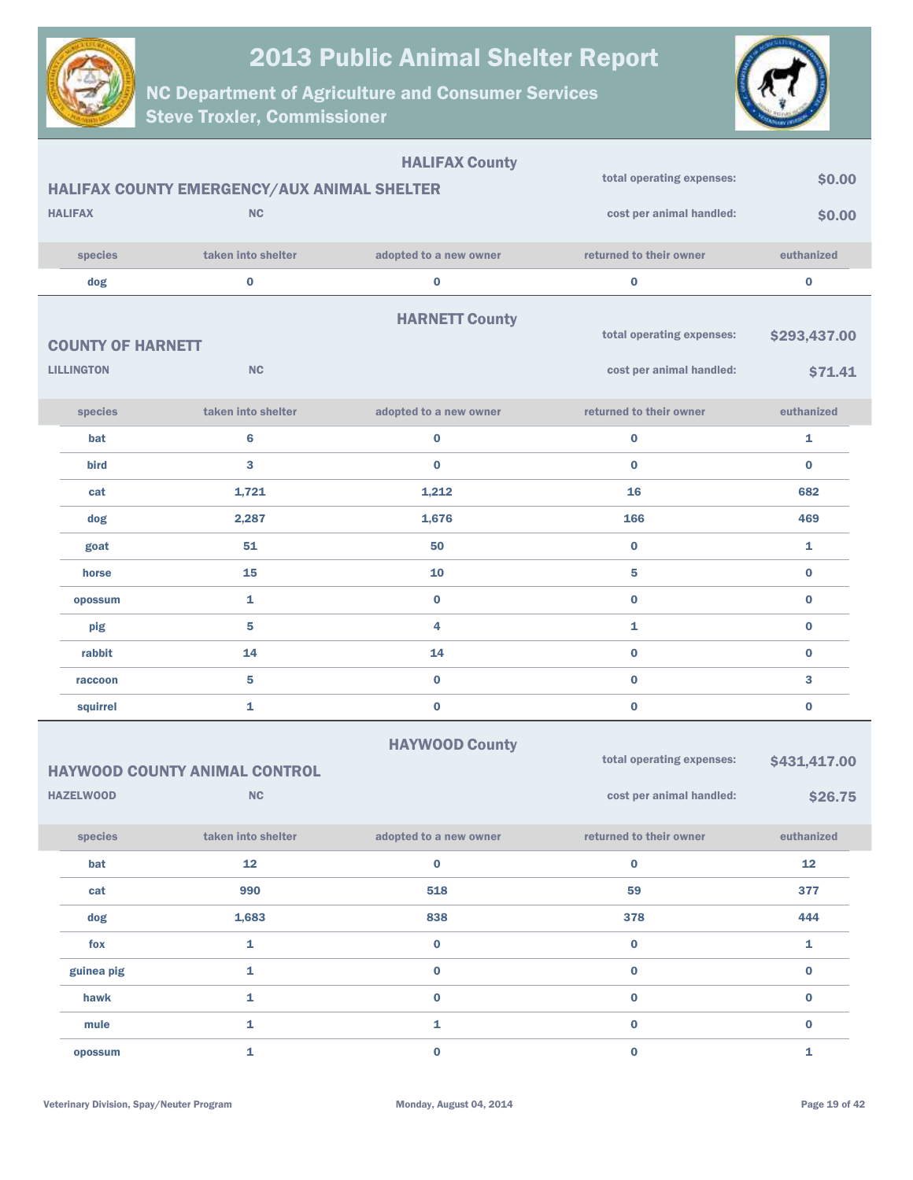# 2013 Public Animal Shelter Report

## NC Department of Agriculture and Consumer Services
## Steve Troxler, Commissioner

### HALIFAX County

**HALIFAX COUNTY EMERGENCY/AUX ANIMAL SHELTER**

HALIFAX NC

total operating expenses: **$0.00**

cost per animal handled: **$0.00**

| species | taken into shelter | adopted to a new owner | returned to their owner | euthanized |
|---|---|---|---|---|
| dog | 0 | 0 | 0 | 0 |

### HARNETT County

**COUNTY OF HARNETT**

LILLINGTON NC

total operating expenses: **$293,437.00**

cost per animal handled: **$71.41**

| species | taken into shelter | adopted to a new owner | returned to their owner | euthanized |
|---|---|---|---|---|
| bat | 6 | 0 | 0 | 1 |
| bird | 3 | 0 | 0 | 0 |
| cat | 1,721 | 1,212 | 16 | 682 |
| dog | 2,287 | 1,676 | 166 | 469 |
| goat | 51 | 50 | 0 | 1 |
| horse | 15 | 10 | 5 | 0 |
| opossum | 1 | 0 | 0 | 0 |
| pig | 5 | 4 | 1 | 0 |
| rabbit | 14 | 14 | 0 | 0 |
| raccoon | 5 | 0 | 0 | 3 |
| squirrel | 1 | 0 | 0 | 0 |

### HAYWOOD County

**HAYWOOD COUNTY ANIMAL CONTROL**

HAZELWOOD NC

total operating expenses: **$431,417.00**

cost per animal handled: **$26.75**

| species | taken into shelter | adopted to a new owner | returned to their owner | euthanized |
|---|---|---|---|---|
| bat | 12 | 0 | 0 | 12 |
| cat | 990 | 518 | 59 | 377 |
| dog | 1,683 | 838 | 378 | 444 |
| fox | 1 | 0 | 0 | 1 |
| guinea pig | 1 | 0 | 0 | 0 |
| hawk | 1 | 0 | 0 | 0 |
| mule | 1 | 1 | 0 | 0 |
| opossum | 1 | 0 | 0 | 1 |

Veterinary Division, Spay/Neuter Program — Monday, August 04, 2014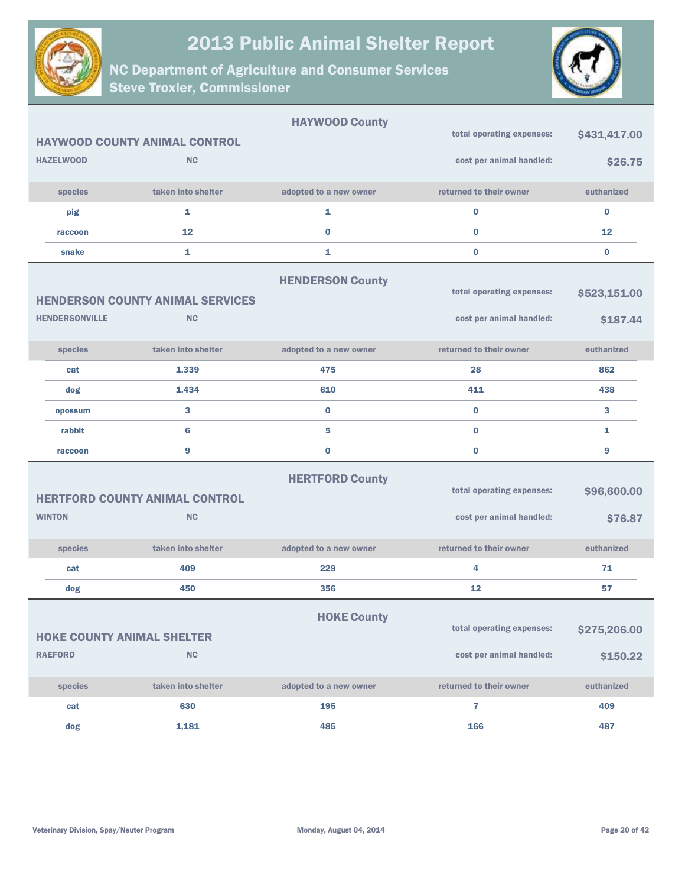# 2013 Public Animal Shelter Report

## NC Department of Agriculture and Consumer Services
## Steve Troxler, Commissioner

### HAYWOOD County

**HAYWOOD COUNTY ANIMAL CONTROL**

**HAZELWOOD** **NC**

total operating expenses: **$431,417.00**

cost per animal handled: **$26.75**

| species | taken into shelter | adopted to a new owner | returned to their owner | euthanized |
|---|---|---|---|---|
| pig | 1 | 1 | 0 | 0 |
| raccoon | 12 | 0 | 0 | 12 |
| snake | 1 | 1 | 0 | 0 |

### HENDERSON County

**HENDERSON COUNTY ANIMAL SERVICES**

**HENDERSONVILLE** **NC**

total operating expenses: **$523,151.00**

cost per animal handled: **$187.44**

| species | taken into shelter | adopted to a new owner | returned to their owner | euthanized |
|---|---|---|---|---|
| cat | 1,339 | 475 | 28 | 862 |
| dog | 1,434 | 610 | 411 | 438 |
| opossum | 3 | 0 | 0 | 3 |
| rabbit | 6 | 5 | 0 | 1 |
| raccoon | 9 | 0 | 0 | 9 |

### HERTFORD County

**HERTFORD COUNTY ANIMAL CONTROL**

**WINTON** **NC**

total operating expenses: **$96,600.00**

cost per animal handled: **$76.87**

| species | taken into shelter | adopted to a new owner | returned to their owner | euthanized |
|---|---|---|---|---|
| cat | 409 | 229 | 4 | 71 |
| dog | 450 | 356 | 12 | 57 |

### HOKE County

**HOKE COUNTY ANIMAL SHELTER**

**RAEFORD** **NC**

total operating expenses: **$275,206.00**

cost per animal handled: **$150.22**

| species | taken into shelter | adopted to a new owner | returned to their owner | euthanized |
|---|---|---|---|---|
| cat | 630 | 195 | 7 | 409 |
| dog | 1,181 | 485 | 166 | 487 |

Veterinary Division, Spay/Neuter Program — Monday, August 04, 2014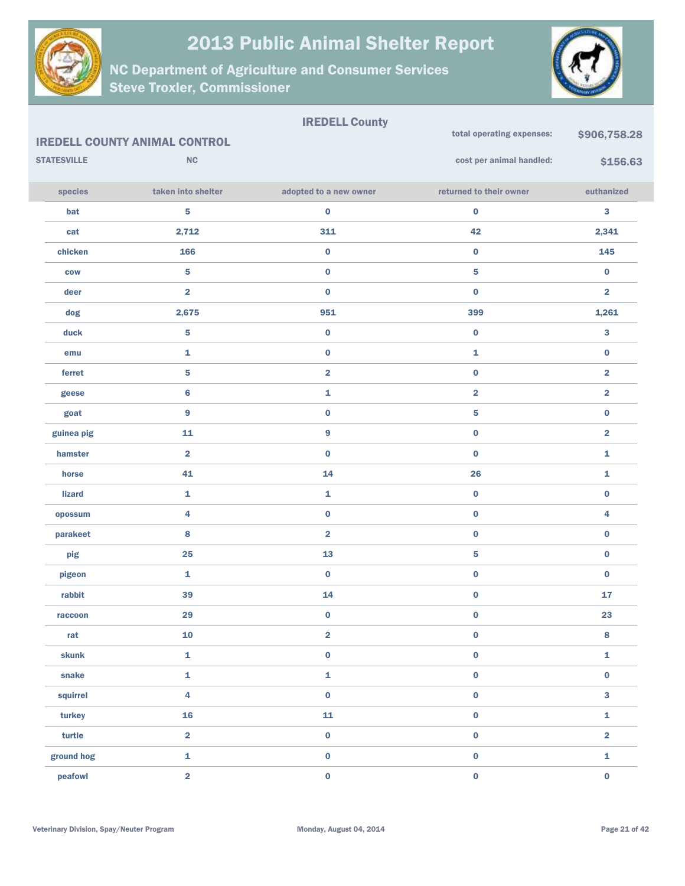# 2013 Public Animal Shelter Report

## NC Department of Agriculture and Consumer Services
## Steve Troxler, Commissioner

### IREDELL County

**IREDELL COUNTY ANIMAL CONTROL**

**STATESVILLE** **NC**

**total operating expenses:** **$906,758.28**

**cost per animal handled:** **$156.63**

| species | taken into shelter | adopted to a new owner | returned to their owner | euthanized |
|---|---|---|---|---|
| bat | 5 | 0 | 0 | 3 |
| cat | 2,712 | 311 | 42 | 2,341 |
| chicken | 166 | 0 | 0 | 145 |
| cow | 5 | 0 | 5 | 0 |
| deer | 2 | 0 | 0 | 2 |
| dog | 2,675 | 951 | 399 | 1,261 |
| duck | 5 | 0 | 0 | 3 |
| emu | 1 | 0 | 1 | 0 |
| ferret | 5 | 2 | 0 | 2 |
| geese | 6 | 1 | 2 | 2 |
| goat | 9 | 0 | 5 | 0 |
| guinea pig | 11 | 9 | 0 | 2 |
| hamster | 2 | 0 | 0 | 1 |
| horse | 41 | 14 | 26 | 1 |
| lizard | 1 | 1 | 0 | 0 |
| opossum | 4 | 0 | 0 | 4 |
| parakeet | 8 | 2 | 0 | 0 |
| pig | 25 | 13 | 5 | 0 |
| pigeon | 1 | 0 | 0 | 0 |
| rabbit | 39 | 14 | 0 | 17 |
| raccoon | 29 | 0 | 0 | 23 |
| rat | 10 | 2 | 0 | 8 |
| skunk | 1 | 0 | 0 | 1 |
| snake | 1 | 1 | 0 | 0 |
| squirrel | 4 | 0 | 0 | 3 |
| turkey | 16 | 11 | 0 | 1 |
| turtle | 2 | 0 | 0 | 2 |
| ground hog | 1 | 0 | 0 | 1 |
| peafowl | 2 | 0 | 0 | 0 |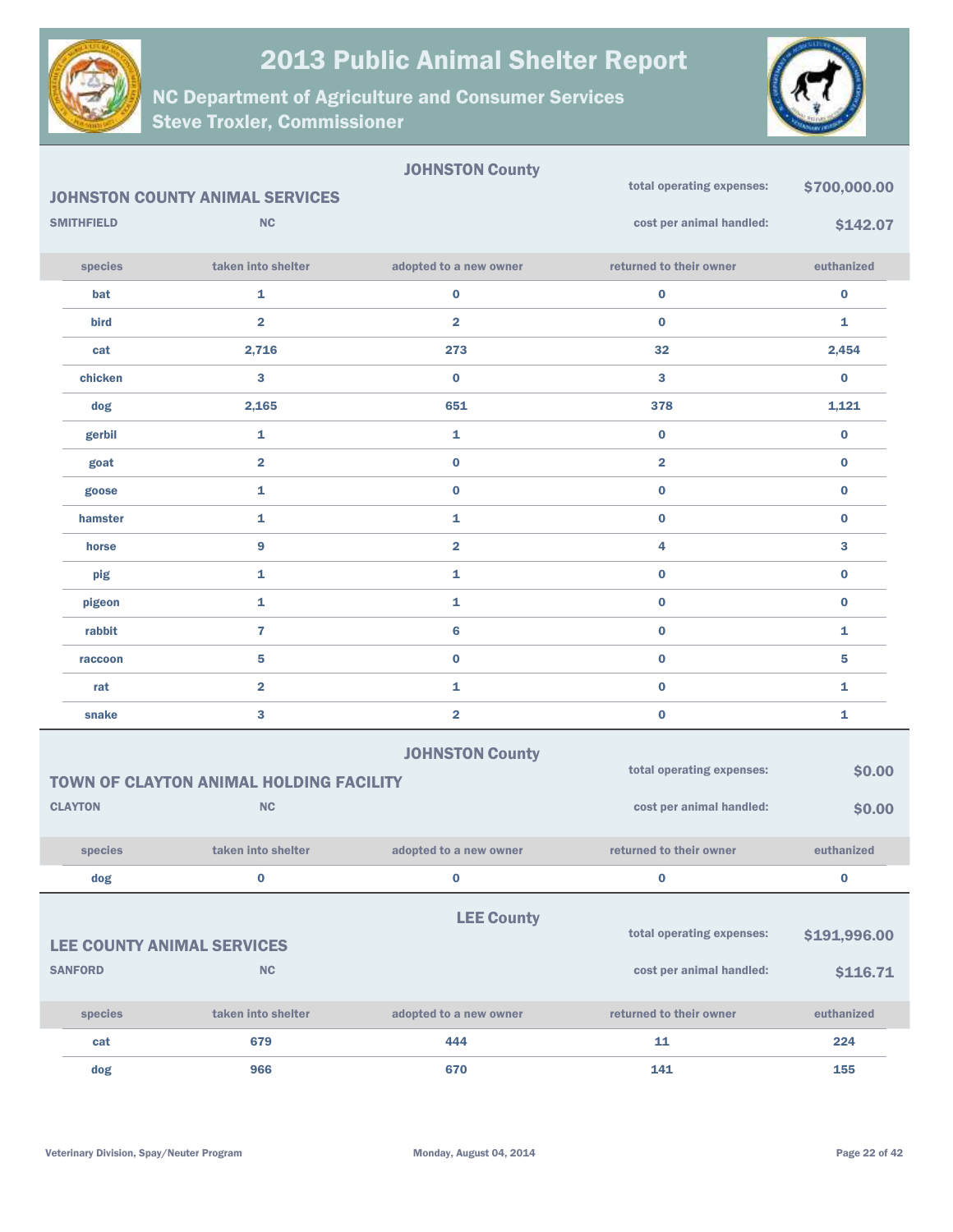# 2013 Public Animal Shelter Report

## NC Department of Agriculture and Consumer Services
## Steve Troxler, Commissioner

### JOHNSTON County

**JOHNSTON COUNTY ANIMAL SERVICES**

**SMITHFIELD** NC

total operating expenses: **$700,000.00**

cost per animal handled: **$142.07**

| species | taken into shelter | adopted to a new owner | returned to their owner | euthanized |
|---|---|---|---|---|
| bat | 1 | 0 | 0 | 0 |
| bird | 2 | 2 | 0 | 1 |
| cat | 2,716 | 273 | 32 | 2,454 |
| chicken | 3 | 0 | 3 | 0 |
| dog | 2,165 | 651 | 378 | 1,121 |
| gerbil | 1 | 1 | 0 | 0 |
| goat | 2 | 0 | 2 | 0 |
| goose | 1 | 0 | 0 | 0 |
| hamster | 1 | 1 | 0 | 0 |
| horse | 9 | 2 | 4 | 3 |
| pig | 1 | 1 | 0 | 0 |
| pigeon | 1 | 1 | 0 | 0 |
| rabbit | 7 | 6 | 0 | 1 |
| raccoon | 5 | 0 | 0 | 5 |
| rat | 2 | 1 | 0 | 1 |
| snake | 3 | 2 | 0 | 1 |

### JOHNSTON County

**TOWN OF CLAYTON ANIMAL HOLDING FACILITY**

**CLAYTON** NC

total operating expenses: **$0.00**

cost per animal handled: **$0.00**

| species | taken into shelter | adopted to a new owner | returned to their owner | euthanized |
|---|---|---|---|---|
| dog | 0 | 0 | 0 | 0 |

### LEE County

**LEE COUNTY ANIMAL SERVICES**

**SANFORD** NC

total operating expenses: **$191,996.00**

cost per animal handled: **$116.71**

| species | taken into shelter | adopted to a new owner | returned to their owner | euthanized |
|---|---|---|---|---|
| cat | 679 | 444 | 11 | 224 |
| dog | 966 | 670 | 141 | 155 |

Veterinary Division, Spay/Neuter Program — Monday, August 04, 2014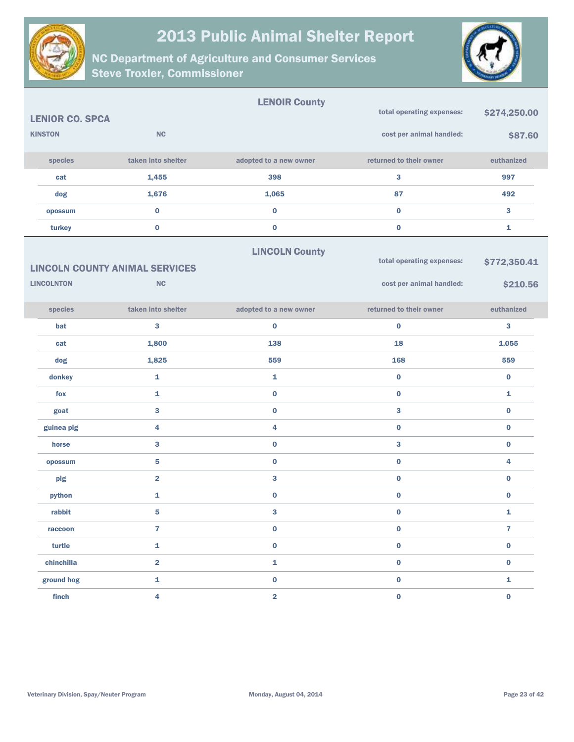# 2013 Public Animal Shelter Report

## NC Department of Agriculture and Consumer Services
## Steve Troxler, Commissioner

### LENOIR County

**LENIOR CO. SPCA**

**KINSTON** **NC**

total operating expenses: **$274,250.00**

cost per animal handled: **$87.60**

| species | taken into shelter | adopted to a new owner | returned to their owner | euthanized |
|---|---|---|---|---|
| cat | 1,455 | 398 | 3 | 997 |
| dog | 1,676 | 1,065 | 87 | 492 |
| opossum | 0 | 0 | 0 | 3 |
| turkey | 0 | 0 | 0 | 1 |

### LINCOLN County

**LINCOLN COUNTY ANIMAL SERVICES**

**LINCOLNTON** **NC**

total operating expenses: **$772,350.41**

cost per animal handled: **$210.56**

| species | taken into shelter | adopted to a new owner | returned to their owner | euthanized |
|---|---|---|---|---|
| bat | 3 | 0 | 0 | 3 |
| cat | 1,800 | 138 | 18 | 1,055 |
| dog | 1,825 | 559 | 168 | 559 |
| donkey | 1 | 1 | 0 | 0 |
| fox | 1 | 0 | 0 | 1 |
| goat | 3 | 0 | 3 | 0 |
| guinea pig | 4 | 4 | 0 | 0 |
| horse | 3 | 0 | 3 | 0 |
| opossum | 5 | 0 | 0 | 4 |
| pig | 2 | 3 | 0 | 0 |
| python | 1 | 0 | 0 | 0 |
| rabbit | 5 | 3 | 0 | 1 |
| raccoon | 7 | 0 | 0 | 7 |
| turtle | 1 | 0 | 0 | 0 |
| chinchilla | 2 | 1 | 0 | 0 |
| ground hog | 1 | 0 | 0 | 1 |
| finch | 4 | 2 | 0 | 0 |

Veterinary Division, Spay/Neuter Program — Monday, August 04, 2014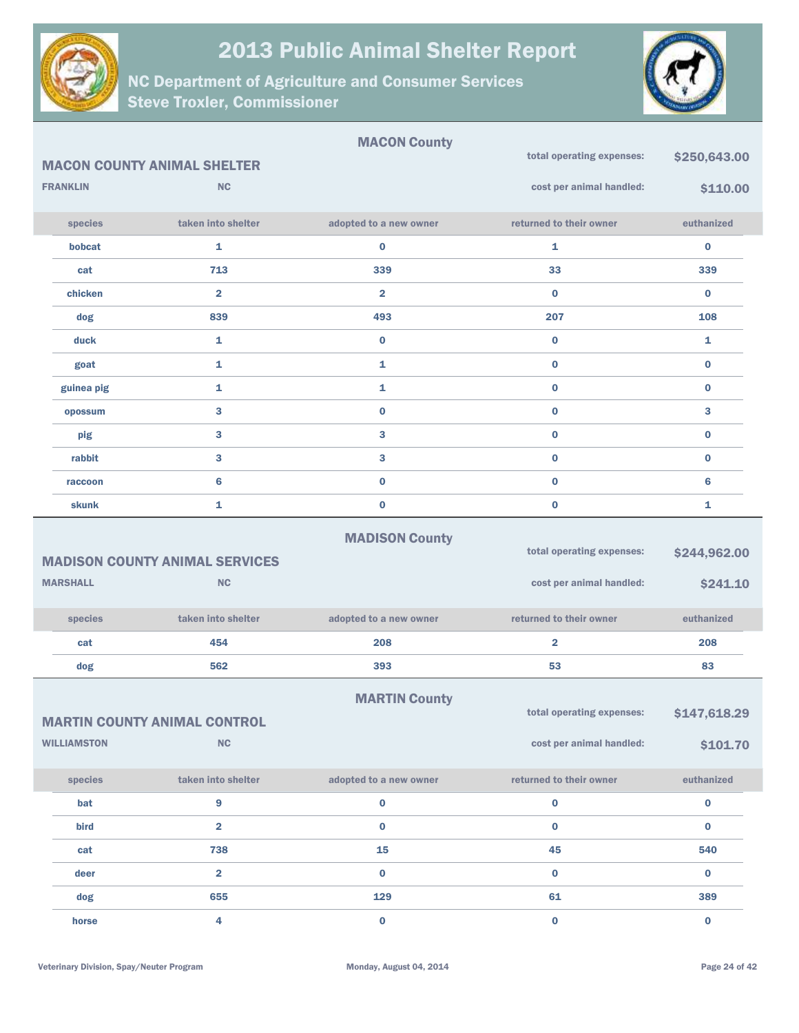# 2013 Public Animal Shelter Report

## NC Department of Agriculture and Consumer Services
## Steve Troxler, Commissioner

---

### MACON County

**MACON COUNTY ANIMAL SHELTER**

**FRANKLIN** **NC**

**total operating expenses:** **$250,643.00**

**cost per animal handled:** **$110.00**

| species | taken into shelter | adopted to a new owner | returned to their owner | euthanized |
|---|---|---|---|---|
| bobcat | 1 | 0 | 1 | 0 |
| cat | 713 | 339 | 33 | 339 |
| chicken | 2 | 2 | 0 | 0 |
| dog | 839 | 493 | 207 | 108 |
| duck | 1 | 0 | 0 | 1 |
| goat | 1 | 1 | 0 | 0 |
| guinea pig | 1 | 1 | 0 | 0 |
| opossum | 3 | 0 | 0 | 3 |
| pig | 3 | 3 | 0 | 0 |
| rabbit | 3 | 3 | 0 | 0 |
| raccoon | 6 | 0 | 0 | 6 |
| skunk | 1 | 0 | 0 | 1 |

---

### MADISON County

**MADISON COUNTY ANIMAL SERVICES**

**MARSHALL** **NC**

**total operating expenses:** **$244,962.00**

**cost per animal handled:** **$241.10**

| species | taken into shelter | adopted to a new owner | returned to their owner | euthanized |
|---|---|---|---|---|
| cat | 454 | 208 | 2 | 208 |
| dog | 562 | 393 | 53 | 83 |

---

### MARTIN County

**MARTIN COUNTY ANIMAL CONTROL**

**WILLIAMSTON** **NC**

**total operating expenses:** **$147,618.29**

**cost per animal handled:** **$101.70**

| species | taken into shelter | adopted to a new owner | returned to their owner | euthanized |
|---|---|---|---|---|
| bat | 9 | 0 | 0 | 0 |
| bird | 2 | 0 | 0 | 0 |
| cat | 738 | 15 | 45 | 540 |
| deer | 2 | 0 | 0 | 0 |
| dog | 655 | 129 | 61 | 389 |
| horse | 4 | 0 | 0 | 0 |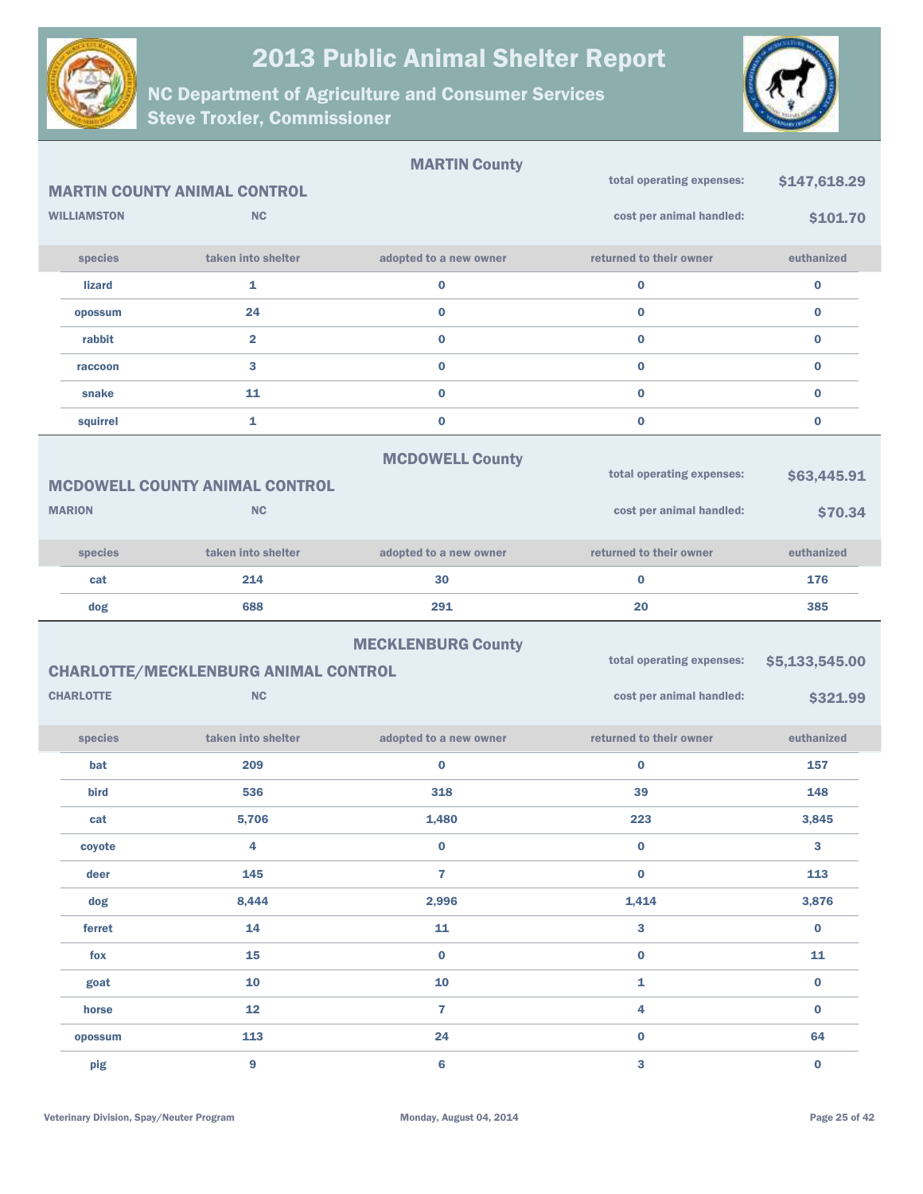# 2013 Public Animal Shelter Report

## NC Department of Agriculture and Consumer Services
## Steve Troxler, Commissioner

### MARTIN County

**MARTIN COUNTY ANIMAL CONTROL**

WILLIAMSTON NC

total operating expenses: **$147,618.29**

cost per animal handled: **$101.70**

| species | taken into shelter | adopted to a new owner | returned to their owner | euthanized |
|---|---|---|---|---|
| lizard | 1 | 0 | 0 | 0 |
| opossum | 24 | 0 | 0 | 0 |
| rabbit | 2 | 0 | 0 | 0 |
| raccoon | 3 | 0 | 0 | 0 |
| snake | 11 | 0 | 0 | 0 |
| squirrel | 1 | 0 | 0 | 0 |

### MCDOWELL County

**MCDOWELL COUNTY ANIMAL CONTROL**

MARION NC

total operating expenses: **$63,445.91**

cost per animal handled: **$70.34**

| species | taken into shelter | adopted to a new owner | returned to their owner | euthanized |
|---|---|---|---|---|
| cat | 214 | 30 | 0 | 176 |
| dog | 688 | 291 | 20 | 385 |

### MECKLENBURG County

**CHARLOTTE/MECKLENBURG ANIMAL CONTROL**

CHARLOTTE NC

total operating expenses: **$5,133,545.00**

cost per animal handled: **$321.99**

| species | taken into shelter | adopted to a new owner | returned to their owner | euthanized |
|---|---|---|---|---|
| bat | 209 | 0 | 0 | 157 |
| bird | 536 | 318 | 39 | 148 |
| cat | 5,706 | 1,480 | 223 | 3,845 |
| coyote | 4 | 0 | 0 | 3 |
| deer | 145 | 7 | 0 | 113 |
| dog | 8,444 | 2,996 | 1,414 | 3,876 |
| ferret | 14 | 11 | 3 | 0 |
| fox | 15 | 0 | 0 | 11 |
| goat | 10 | 10 | 1 | 0 |
| horse | 12 | 7 | 4 | 0 |
| opossum | 113 | 24 | 0 | 64 |
| pig | 9 | 6 | 3 | 0 |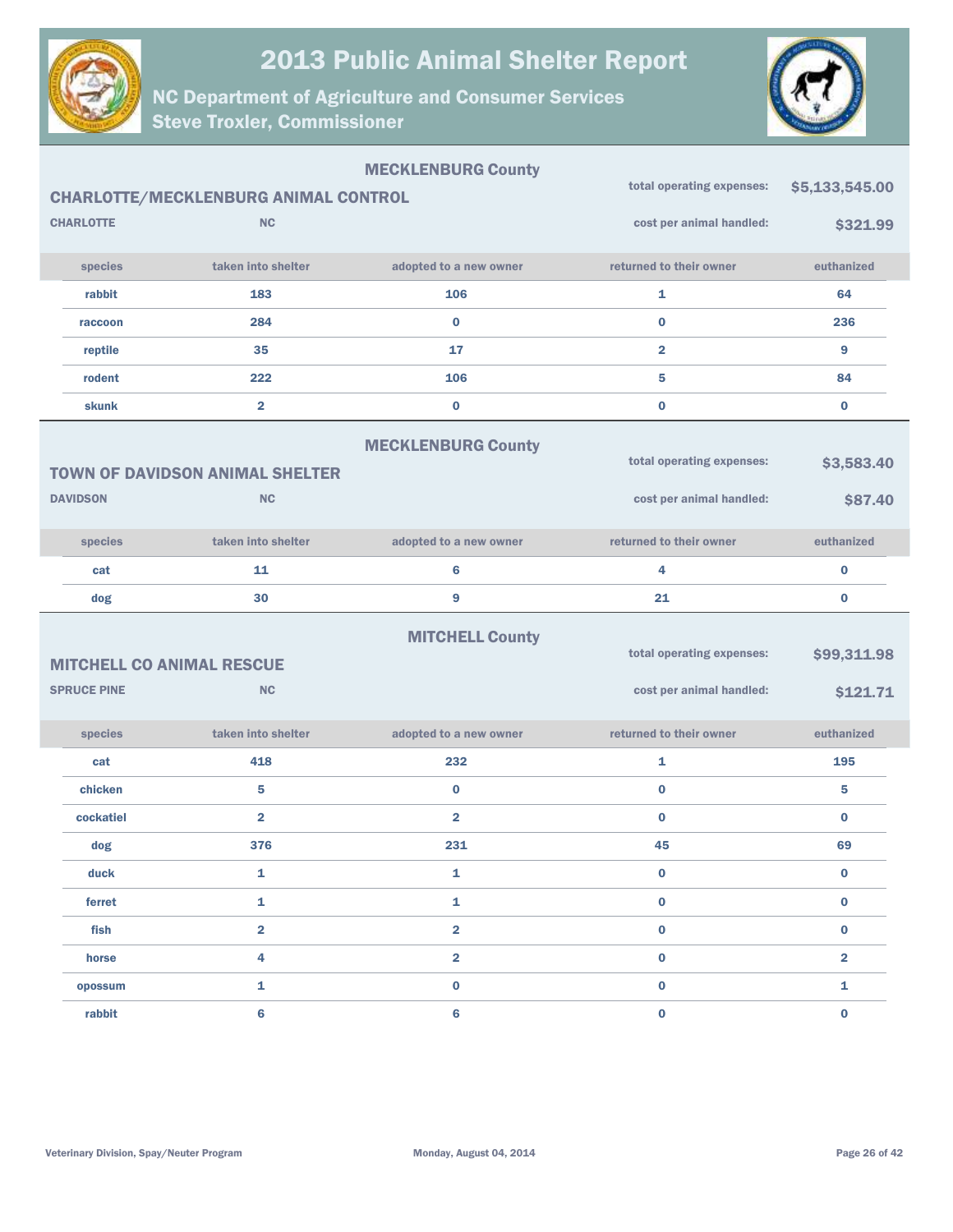# 2013 Public Animal Shelter Report

## NC Department of Agriculture and Consumer Services
## Steve Troxler, Commissioner

### MECKLENBURG County

**CHARLOTTE/MECKLENBURG ANIMAL CONTROL**

**CHARLOTTE** **NC**

**total operating expenses:** **$5,133,545.00**

**cost per animal handled:** **$321.99**

| species | taken into shelter | adopted to a new owner | returned to their owner | euthanized |
|---|---|---|---|---|
| rabbit | 183 | 106 | 1 | 64 |
| raccoon | 284 | 0 | 0 | 236 |
| reptile | 35 | 17 | 2 | 9 |
| rodent | 222 | 106 | 5 | 84 |
| skunk | 2 | 0 | 0 | 0 |

### MECKLENBURG County

**TOWN OF DAVIDSON ANIMAL SHELTER**

**DAVIDSON** **NC**

**total operating expenses:** **$3,583.40**

**cost per animal handled:** **$87.40**

| species | taken into shelter | adopted to a new owner | returned to their owner | euthanized |
|---|---|---|---|---|
| cat | 11 | 6 | 4 | 0 |
| dog | 30 | 9 | 21 | 0 |

### MITCHELL County

**MITCHELL CO ANIMAL RESCUE**

**SPRUCE PINE** **NC**

**total operating expenses:** **$99,311.98**

**cost per animal handled:** **$121.71**

| species | taken into shelter | adopted to a new owner | returned to their owner | euthanized |
|---|---|---|---|---|
| cat | 418 | 232 | 1 | 195 |
| chicken | 5 | 0 | 0 | 5 |
| cockatiel | 2 | 2 | 0 | 0 |
| dog | 376 | 231 | 45 | 69 |
| duck | 1 | 1 | 0 | 0 |
| ferret | 1 | 1 | 0 | 0 |
| fish | 2 | 2 | 0 | 0 |
| horse | 4 | 2 | 0 | 2 |
| opossum | 1 | 0 | 0 | 1 |
| rabbit | 6 | 6 | 0 | 0 |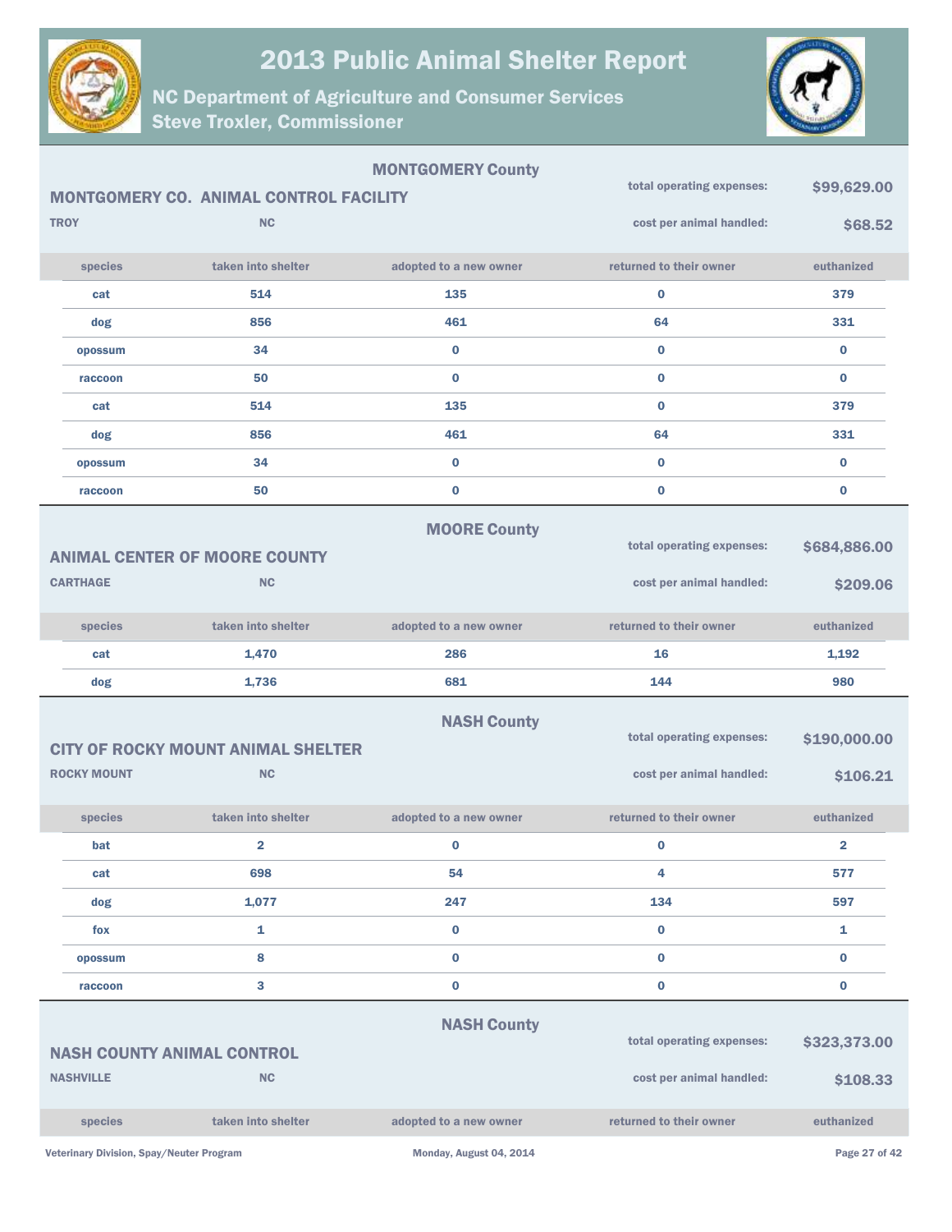# 2013 Public Animal Shelter Report

## NC Department of Agriculture and Consumer Services
## Steve Troxler, Commissioner

### MONTGOMERY County

**MONTGOMERY CO. ANIMAL CONTROL FACILITY**

**TROY** **NC**

total operating expenses: **$99,629.00**

cost per animal handled: **$68.52**

| species | taken into shelter | adopted to a new owner | returned to their owner | euthanized |
|---|---|---|---|---|
| cat | 514 | 135 | 0 | 379 |
| dog | 856 | 461 | 64 | 331 |
| opossum | 34 | 0 | 0 | 0 |
| raccoon | 50 | 0 | 0 | 0 |
| cat | 514 | 135 | 0 | 379 |
| dog | 856 | 461 | 64 | 331 |
| opossum | 34 | 0 | 0 | 0 |
| raccoon | 50 | 0 | 0 | 0 |

### MOORE County

**ANIMAL CENTER OF MOORE COUNTY**

**CARTHAGE** **NC**

total operating expenses: **$684,886.00**

cost per animal handled: **$209.06**

| species | taken into shelter | adopted to a new owner | returned to their owner | euthanized |
|---|---|---|---|---|
| cat | 1,470 | 286 | 16 | 1,192 |
| dog | 1,736 | 681 | 144 | 980 |

### NASH County

**CITY OF ROCKY MOUNT ANIMAL SHELTER**

**ROCKY MOUNT** **NC**

total operating expenses: **$190,000.00**

cost per animal handled: **$106.21**

| species | taken into shelter | adopted to a new owner | returned to their owner | euthanized |
|---|---|---|---|---|
| bat | 2 | 0 | 0 | 2 |
| cat | 698 | 54 | 4 | 577 |
| dog | 1,077 | 247 | 134 | 597 |
| fox | 1 | 0 | 0 | 1 |
| opossum | 8 | 0 | 0 | 0 |
| raccoon | 3 | 0 | 0 | 0 |

### NASH County

**NASH COUNTY ANIMAL CONTROL**

**NASHVILLE** **NC**

total operating expenses: **$323,373.00**

cost per animal handled: **$108.33**

| species | taken into shelter | adopted to a new owner | returned to their owner | euthanized |
|---|---|---|---|---|

Veterinary Division, Spay/Neuter Program — Monday, August 04, 2014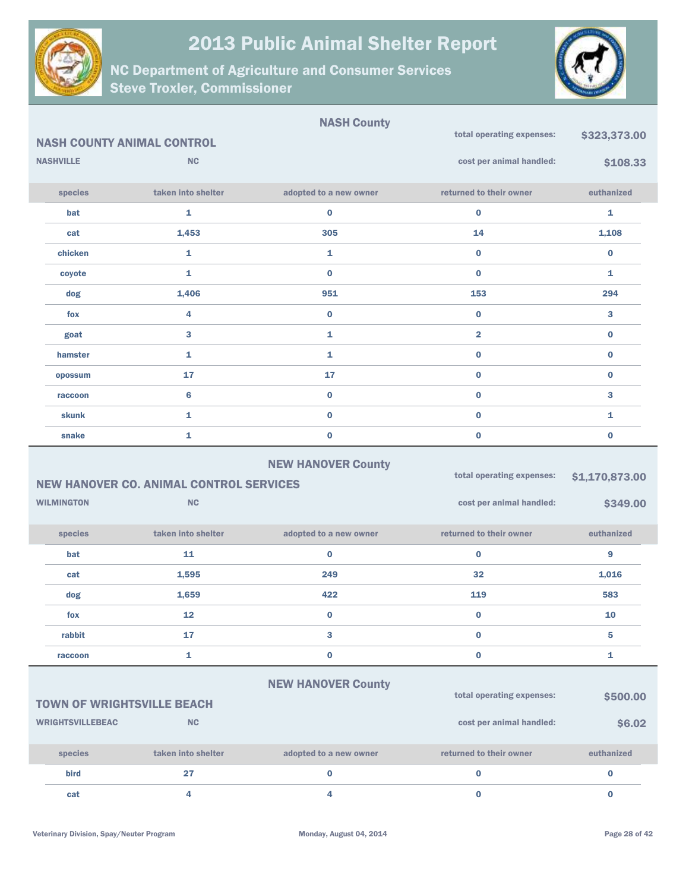# 2013 Public Animal Shelter Report

## NC Department of Agriculture and Consumer Services
## Steve Troxler, Commissioner

### NASH County

**NASH COUNTY ANIMAL CONTROL**

**NASHVILLE** **NC**

total operating expenses: **$323,373.00**

cost per animal handled: **$108.33**

| species | taken into shelter | adopted to a new owner | returned to their owner | euthanized |
|---|---|---|---|---|
| bat | 1 | 0 | 0 | 1 |
| cat | 1,453 | 305 | 14 | 1,108 |
| chicken | 1 | 1 | 0 | 0 |
| coyote | 1 | 0 | 0 | 1 |
| dog | 1,406 | 951 | 153 | 294 |
| fox | 4 | 0 | 0 | 3 |
| goat | 3 | 1 | 2 | 0 |
| hamster | 1 | 1 | 0 | 0 |
| opossum | 17 | 17 | 0 | 0 |
| raccoon | 6 | 0 | 0 | 3 |
| skunk | 1 | 0 | 0 | 1 |
| snake | 1 | 0 | 0 | 0 |

### NEW HANOVER County

**NEW HANOVER CO. ANIMAL CONTROL SERVICES**

**WILMINGTON** **NC**

total operating expenses: **$1,170,873.00**

cost per animal handled: **$349.00**

| species | taken into shelter | adopted to a new owner | returned to their owner | euthanized |
|---|---|---|---|---|
| bat | 11 | 0 | 0 | 9 |
| cat | 1,595 | 249 | 32 | 1,016 |
| dog | 1,659 | 422 | 119 | 583 |
| fox | 12 | 0 | 0 | 10 |
| rabbit | 17 | 3 | 0 | 5 |
| raccoon | 1 | 0 | 0 | 1 |

### NEW HANOVER County

**TOWN OF WRIGHTSVILLE BEACH**

**WRIGHTSVILLEBEAC** **NC**

total operating expenses: **$500.00**

cost per animal handled: **$6.02**

| species | taken into shelter | adopted to a new owner | returned to their owner | euthanized |
|---|---|---|---|---|
| bird | 27 | 0 | 0 | 0 |
| cat | 4 | 4 | 0 | 0 |

Veterinary Division, Spay/Neuter Program — Monday, August 04, 2014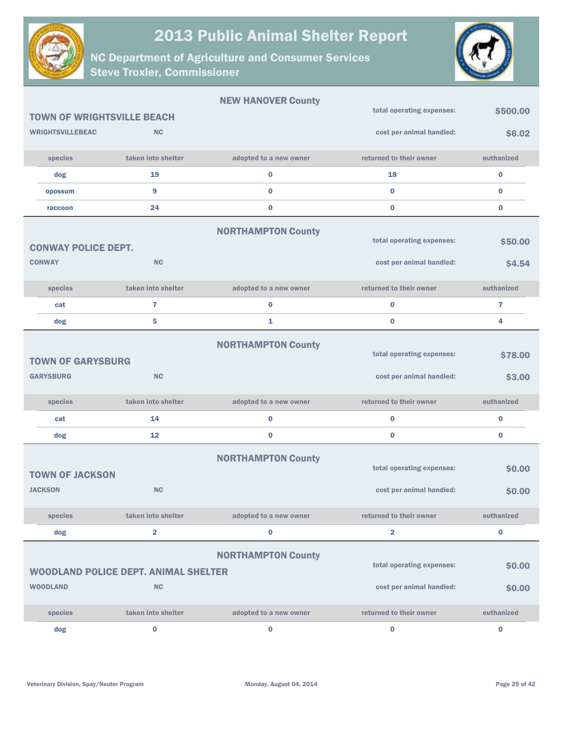# 2013 Public Animal Shelter Report

## NC Department of Agriculture and Consumer Services
## Steve Troxler, Commissioner

---

**NEW HANOVER County**

### TOWN OF WRIGHTSVILLE BEACH

**WRIGHTSVILLEBEAC** **NC**

total operating expenses: **$500.00**

cost per animal handled: **$6.02**

| species | taken into shelter | adopted to a new owner | returned to their owner | euthanized |
|---|---|---|---|---|
| dog | 19 | 0 | 18 | 0 |
| opossum | 9 | 0 | 0 | 0 |
| raccoon | 24 | 0 | 0 | 0 |

---

**NORTHAMPTON County**

### CONWAY POLICE DEPT.

**CONWAY** **NC**

total operating expenses: **$50.00**

cost per animal handled: **$4.54**

| species | taken into shelter | adopted to a new owner | returned to their owner | euthanized |
|---|---|---|---|---|
| cat | 7 | 0 | 0 | 7 |
| dog | 5 | 1 | 0 | 4 |

---

**NORTHAMPTON County**

### TOWN OF GARYSBURG

**GARYSBURG** **NC**

total operating expenses: **$78.00**

cost per animal handled: **$3.00**

| species | taken into shelter | adopted to a new owner | returned to their owner | euthanized |
|---|---|---|---|---|
| cat | 14 | 0 | 0 | 0 |
| dog | 12 | 0 | 0 | 0 |

---

**NORTHAMPTON County**

### TOWN OF JACKSON

**JACKSON** **NC**

total operating expenses: **$0.00**

cost per animal handled: **$0.00**

| species | taken into shelter | adopted to a new owner | returned to their owner | euthanized |
|---|---|---|---|---|
| dog | 2 | 0 | 2 | 0 |

---

**NORTHAMPTON County**

### WOODLAND POLICE DEPT. ANIMAL SHELTER

**WOODLAND** **NC**

total operating expenses: **$0.00**

cost per animal handled: **$0.00**

| species | taken into shelter | adopted to a new owner | returned to their owner | euthanized |
|---|---|---|---|---|
| dog | 0 | 0 | 0 | 0 |

Veterinary Division, Spay/Neuter Program — Monday, August 04, 2014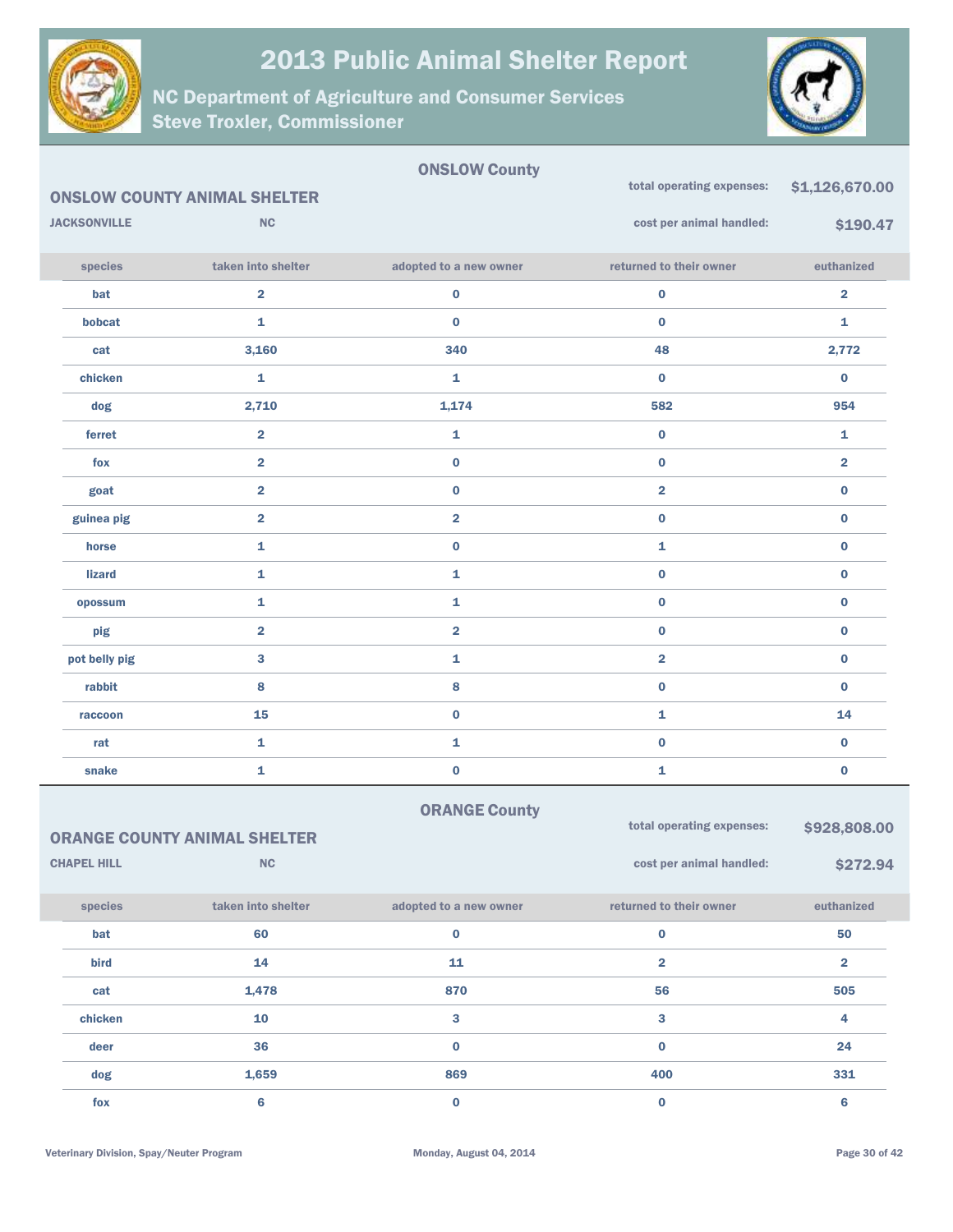# 2013 Public Animal Shelter Report

## NC Department of Agriculture and Consumer Services
## Steve Troxler, Commissioner

### ONSLOW County

**ONSLOW COUNTY ANIMAL SHELTER**

**JACKSONVILLE** **NC**

total operating expenses: **$1,126,670.00**

cost per animal handled: **$190.47**

| species | taken into shelter | adopted to a new owner | returned to their owner | euthanized |
|---|---|---|---|---|
| bat | 2 | 0 | 0 | 2 |
| bobcat | 1 | 0 | 0 | 1 |
| cat | 3,160 | 340 | 48 | 2,772 |
| chicken | 1 | 1 | 0 | 0 |
| dog | 2,710 | 1,174 | 582 | 954 |
| ferret | 2 | 1 | 0 | 1 |
| fox | 2 | 0 | 0 | 2 |
| goat | 2 | 0 | 2 | 0 |
| guinea pig | 2 | 2 | 0 | 0 |
| horse | 1 | 0 | 1 | 0 |
| lizard | 1 | 1 | 0 | 0 |
| opossum | 1 | 1 | 0 | 0 |
| pig | 2 | 2 | 0 | 0 |
| pot belly pig | 3 | 1 | 2 | 0 |
| rabbit | 8 | 8 | 0 | 0 |
| raccoon | 15 | 0 | 1 | 14 |
| rat | 1 | 1 | 0 | 0 |
| snake | 1 | 0 | 1 | 0 |

### ORANGE County

**ORANGE COUNTY ANIMAL SHELTER**

**CHAPEL HILL** **NC**

total operating expenses: **$928,808.00**

cost per animal handled: **$272.94**

| species | taken into shelter | adopted to a new owner | returned to their owner | euthanized |
|---|---|---|---|---|
| bat | 60 | 0 | 0 | 50 |
| bird | 14 | 11 | 2 | 2 |
| cat | 1,478 | 870 | 56 | 505 |
| chicken | 10 | 3 | 3 | 4 |
| deer | 36 | 0 | 0 | 24 |
| dog | 1,659 | 869 | 400 | 331 |
| fox | 6 | 0 | 0 | 6 |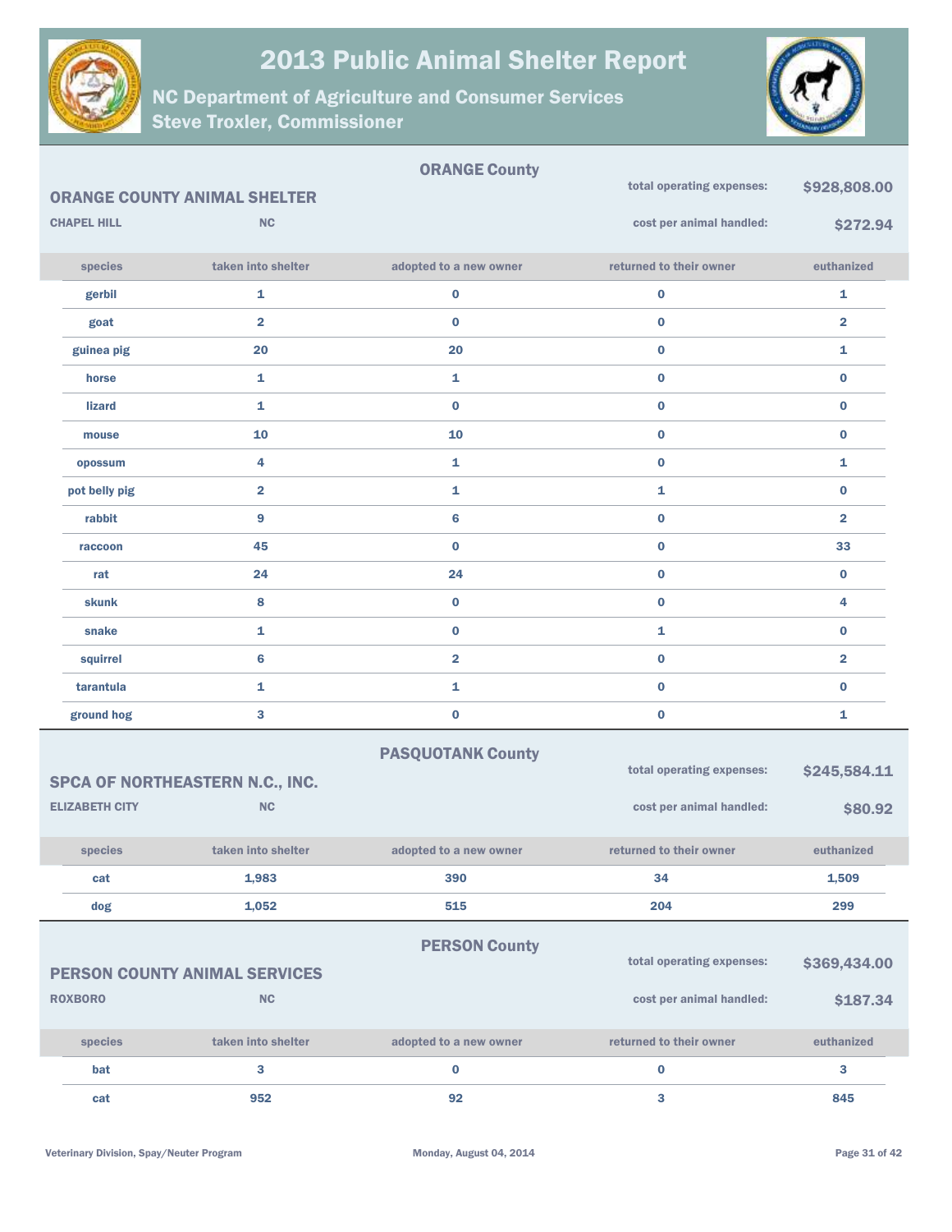## ORANGE County

### ORANGE COUNTY ANIMAL SHELTER

**CHAPEL HILL** **NC**

total operating expenses: **$928,808.00**

cost per animal handled: **$272.94**

| species | taken into shelter | adopted to a new owner | returned to their owner | euthanized |
|---|---|---|---|---|
| gerbil | 1 | 0 | 0 | 1 |
| goat | 2 | 0 | 0 | 2 |
| guinea pig | 20 | 20 | 0 | 1 |
| horse | 1 | 1 | 0 | 0 |
| lizard | 1 | 0 | 0 | 0 |
| mouse | 10 | 10 | 0 | 0 |
| opossum | 4 | 1 | 0 | 1 |
| pot belly pig | 2 | 1 | 1 | 0 |
| rabbit | 9 | 6 | 0 | 2 |
| raccoon | 45 | 0 | 0 | 33 |
| rat | 24 | 24 | 0 | 0 |
| skunk | 8 | 0 | 0 | 4 |
| snake | 1 | 0 | 1 | 0 |
| squirrel | 6 | 2 | 0 | 2 |
| tarantula | 1 | 1 | 0 | 0 |
| ground hog | 3 | 0 | 0 | 1 |

## PASQUOTANK County

### SPCA OF NORTHEASTERN N.C., INC.

**ELIZABETH CITY** **NC**

total operating expenses: **$245,584.11**

cost per animal handled: **$80.92**

| species | taken into shelter | adopted to a new owner | returned to their owner | euthanized |
|---|---|---|---|---|
| cat | 1,983 | 390 | 34 | 1,509 |
| dog | 1,052 | 515 | 204 | 299 |

## PERSON County

### PERSON COUNTY ANIMAL SERVICES

**ROXBORO** **NC**

total operating expenses: **$369,434.00**

cost per animal handled: **$187.34**

| species | taken into shelter | adopted to a new owner | returned to their owner | euthanized |
|---|---|---|---|---|
| bat | 3 | 0 | 0 | 3 |
| cat | 952 | 92 | 3 | 845 |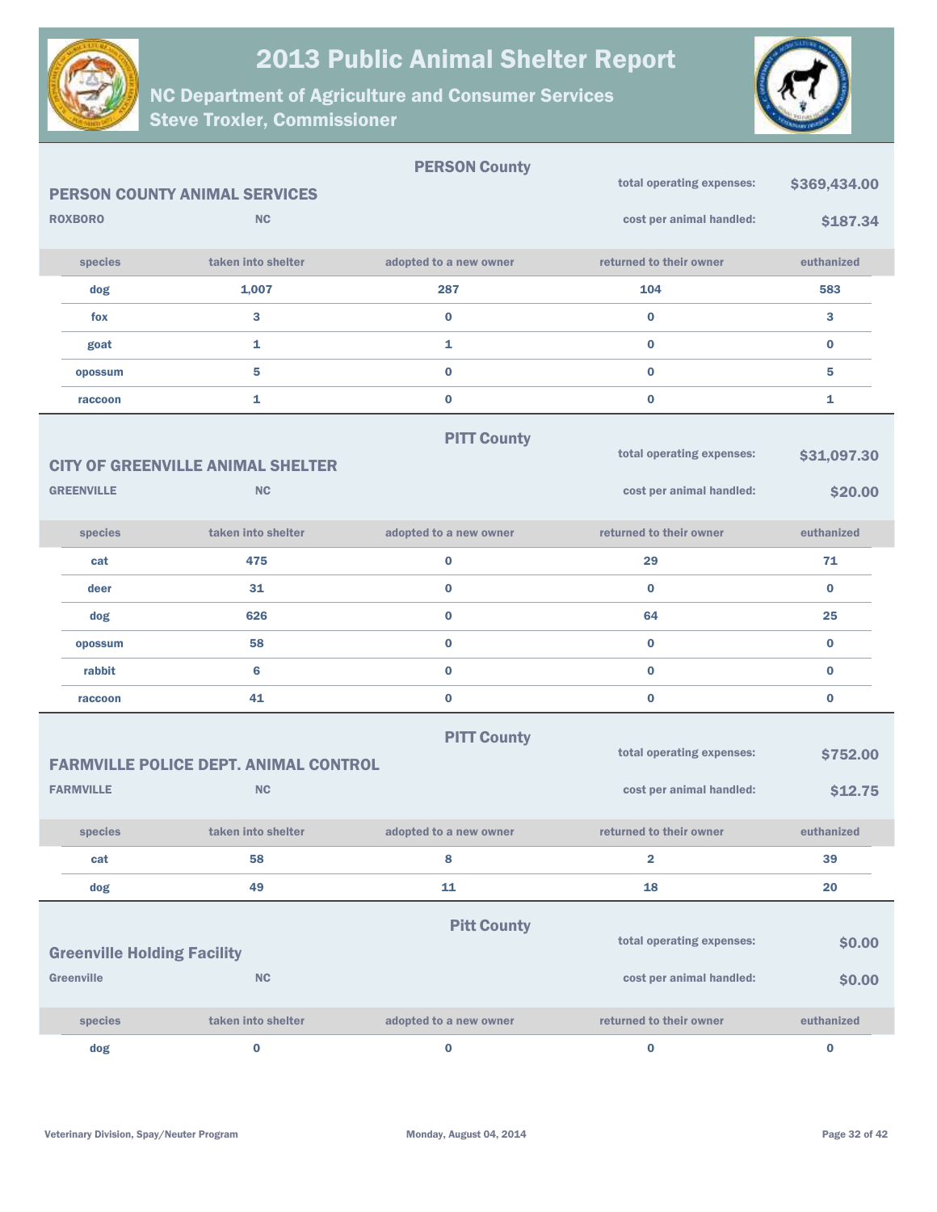# 2013 Public Animal Shelter Report

## NC Department of Agriculture and Consumer Services
## Steve Troxler, Commissioner

### PERSON County

**PERSON COUNTY ANIMAL SERVICES**
ROXBORO NC

total operating expenses: **$369,434.00**
cost per animal handled: **$187.34**

| species | taken into shelter | adopted to a new owner | returned to their owner | euthanized |
|---|---|---|---|---|
| dog | 1,007 | 287 | 104 | 583 |
| fox | 3 | 0 | 0 | 3 |
| goat | 1 | 1 | 0 | 0 |
| opossum | 5 | 0 | 0 | 5 |
| raccoon | 1 | 0 | 0 | 1 |

### PITT County

**CITY OF GREENVILLE ANIMAL SHELTER**
GREENVILLE NC

total operating expenses: **$31,097.30**
cost per animal handled: **$20.00**

| species | taken into shelter | adopted to a new owner | returned to their owner | euthanized |
|---|---|---|---|---|
| cat | 475 | 0 | 29 | 71 |
| deer | 31 | 0 | 0 | 0 |
| dog | 626 | 0 | 64 | 25 |
| opossum | 58 | 0 | 0 | 0 |
| rabbit | 6 | 0 | 0 | 0 |
| raccoon | 41 | 0 | 0 | 0 |

### PITT County

**FARMVILLE POLICE DEPT. ANIMAL CONTROL**
FARMVILLE NC

total operating expenses: **$752.00**
cost per animal handled: **$12.75**

| species | taken into shelter | adopted to a new owner | returned to their owner | euthanized |
|---|---|---|---|---|
| cat | 58 | 8 | 2 | 39 |
| dog | 49 | 11 | 18 | 20 |

### Pitt County

**Greenville Holding Facility**
Greenville NC

total operating expenses: **$0.00**
cost per animal handled: **$0.00**

| species | taken into shelter | adopted to a new owner | returned to their owner | euthanized |
|---|---|---|---|---|
| dog | 0 | 0 | 0 | 0 |

Veterinary Division, Spay/Neuter Program — Monday, August 04, 2014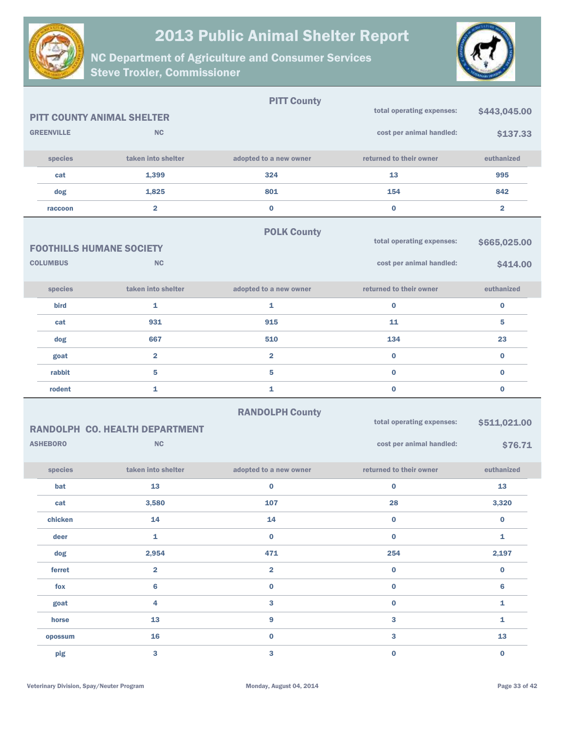# 2013 Public Animal Shelter Report

## NC Department of Agriculture and Consumer Services
## Steve Troxler, Commissioner

---

### PITT County

**PITT COUNTY ANIMAL SHELTER**

**GREENVILLE** **NC**

total operating expenses: **$443,045.00**

cost per animal handled: **$137.33**

| species | taken into shelter | adopted to a new owner | returned to their owner | euthanized |
|---|---|---|---|---|
| cat | 1,399 | 324 | 13 | 995 |
| dog | 1,825 | 801 | 154 | 842 |
| raccoon | 2 | 0 | 0 | 2 |

---

### POLK County

**FOOTHILLS HUMANE SOCIETY**

**COLUMBUS** **NC**

total operating expenses: **$665,025.00**

cost per animal handled: **$414.00**

| species | taken into shelter | adopted to a new owner | returned to their owner | euthanized |
|---|---|---|---|---|
| bird | 1 | 1 | 0 | 0 |
| cat | 931 | 915 | 11 | 5 |
| dog | 667 | 510 | 134 | 23 |
| goat | 2 | 2 | 0 | 0 |
| rabbit | 5 | 5 | 0 | 0 |
| rodent | 1 | 1 | 0 | 0 |

---

### RANDOLPH County

**RANDOLPH CO. HEALTH DEPARTMENT**

**ASHEBORO** **NC**

total operating expenses: **$511,021.00**

cost per animal handled: **$76.71**

| species | taken into shelter | adopted to a new owner | returned to their owner | euthanized |
|---|---|---|---|---|
| bat | 13 | 0 | 0 | 13 |
| cat | 3,580 | 107 | 28 | 3,320 |
| chicken | 14 | 14 | 0 | 0 |
| deer | 1 | 0 | 0 | 1 |
| dog | 2,954 | 471 | 254 | 2,197 |
| ferret | 2 | 2 | 0 | 0 |
| fox | 6 | 0 | 0 | 6 |
| goat | 4 | 3 | 0 | 1 |
| horse | 13 | 9 | 3 | 1 |
| opossum | 16 | 0 | 3 | 13 |
| pig | 3 | 3 | 0 | 0 |

Veterinary Division, Spay/Neuter Program — Monday, August 04, 2014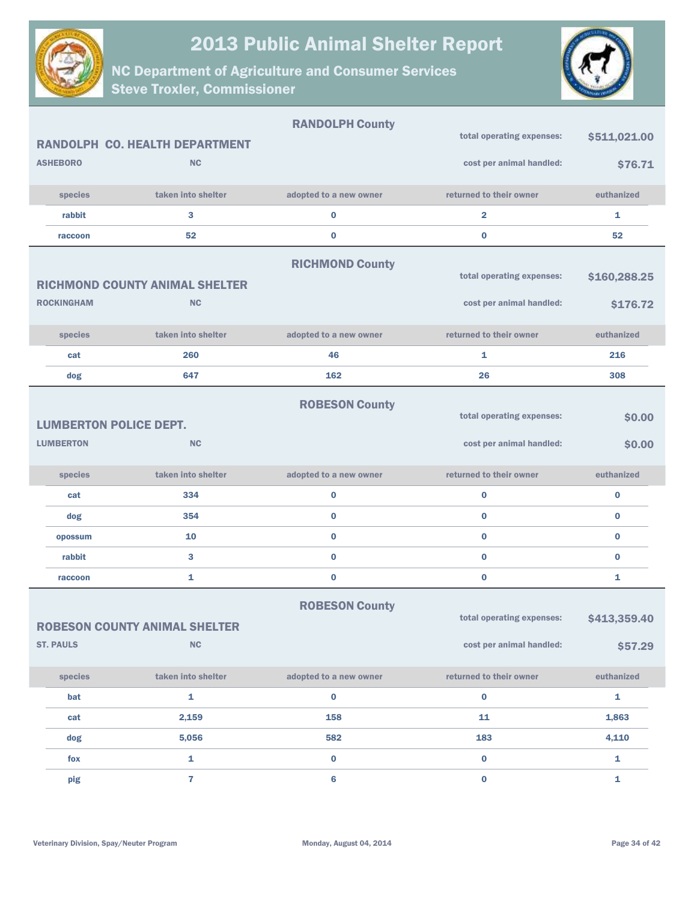# 2013 Public Animal Shelter Report

## NC Department of Agriculture and Consumer Services
## Steve Troxler, Commissioner

---

### RANDOLPH County

**RANDOLPH CO. HEALTH DEPARTMENT**
**ASHEBORO** **NC**

total operating expenses: **$511,021.00**
cost per animal handled: **$76.71**

| species | taken into shelter | adopted to a new owner | returned to their owner | euthanized |
|---|---|---|---|---|
| rabbit | 3 | 0 | 2 | 1 |
| raccoon | 52 | 0 | 0 | 52 |

---

### RICHMOND County

**RICHMOND COUNTY ANIMAL SHELTER**
**ROCKINGHAM** **NC**

total operating expenses: **$160,288.25**
cost per animal handled: **$176.72**

| species | taken into shelter | adopted to a new owner | returned to their owner | euthanized |
|---|---|---|---|---|
| cat | 260 | 46 | 1 | 216 |
| dog | 647 | 162 | 26 | 308 |

---

### ROBESON County

**LUMBERTON POLICE DEPT.**
**LUMBERTON** **NC**

total operating expenses: **$0.00**
cost per animal handled: **$0.00**

| species | taken into shelter | adopted to a new owner | returned to their owner | euthanized |
|---|---|---|---|---|
| cat | 334 | 0 | 0 | 0 |
| dog | 354 | 0 | 0 | 0 |
| opossum | 10 | 0 | 0 | 0 |
| rabbit | 3 | 0 | 0 | 0 |
| raccoon | 1 | 0 | 0 | 1 |

---

### ROBESON County

**ROBESON COUNTY ANIMAL SHELTER**
**ST. PAULS** **NC**

total operating expenses: **$413,359.40**
cost per animal handled: **$57.29**

| species | taken into shelter | adopted to a new owner | returned to their owner | euthanized |
|---|---|---|---|---|
| bat | 1 | 0 | 0 | 1 |
| cat | 2,159 | 158 | 11 | 1,863 |
| dog | 5,056 | 582 | 183 | 4,110 |
| fox | 1 | 0 | 0 | 1 |
| pig | 7 | 6 | 0 | 1 |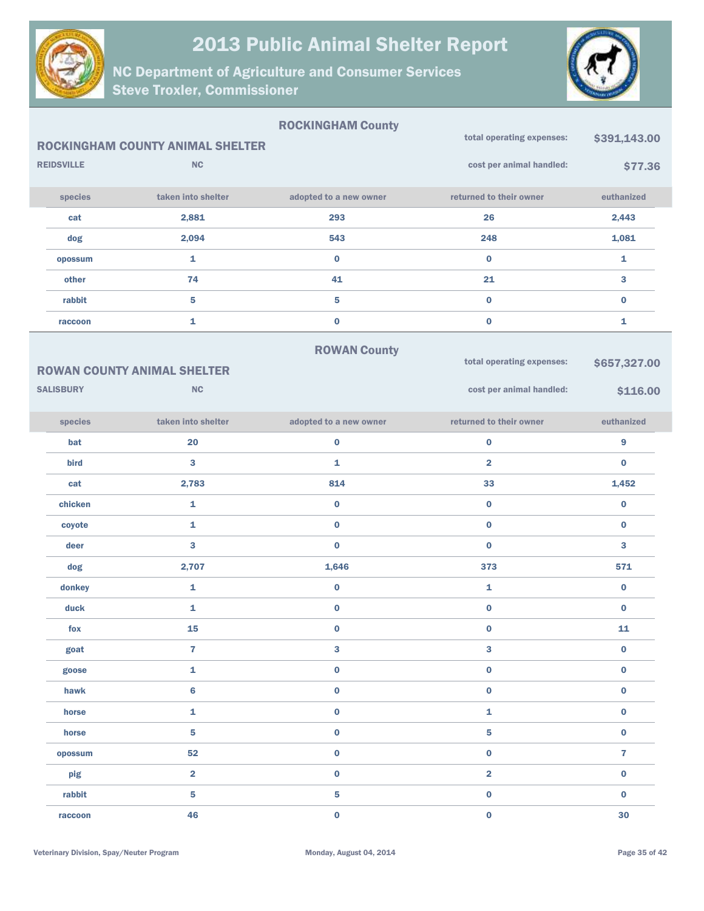# 2013 Public Animal Shelter Report

## NC Department of Agriculture and Consumer Services
## Steve Troxler, Commissioner

### ROCKINGHAM County

**ROCKINGHAM COUNTY ANIMAL SHELTER**

REIDSVILLE NC

total operating expenses: **$391,143.00**

cost per animal handled: **$77.36**

| species | taken into shelter | adopted to a new owner | returned to their owner | euthanized |
|---|---|---|---|---|
| cat | 2,881 | 293 | 26 | 2,443 |
| dog | 2,094 | 543 | 248 | 1,081 |
| opossum | 1 | 0 | 0 | 1 |
| other | 74 | 41 | 21 | 3 |
| rabbit | 5 | 5 | 0 | 0 |
| raccoon | 1 | 0 | 0 | 1 |

### ROWAN County

**ROWAN COUNTY ANIMAL SHELTER**

SALISBURY NC

total operating expenses: **$657,327.00**

cost per animal handled: **$116.00**

| species | taken into shelter | adopted to a new owner | returned to their owner | euthanized |
|---|---|---|---|---|
| bat | 20 | 0 | 0 | 9 |
| bird | 3 | 1 | 2 | 0 |
| cat | 2,783 | 814 | 33 | 1,452 |
| chicken | 1 | 0 | 0 | 0 |
| coyote | 1 | 0 | 0 | 0 |
| deer | 3 | 0 | 0 | 3 |
| dog | 2,707 | 1,646 | 373 | 571 |
| donkey | 1 | 0 | 1 | 0 |
| duck | 1 | 0 | 0 | 0 |
| fox | 15 | 0 | 0 | 11 |
| goat | 7 | 3 | 3 | 0 |
| goose | 1 | 0 | 0 | 0 |
| hawk | 6 | 0 | 0 | 0 |
| horse | 1 | 0 | 1 | 0 |
| horse | 5 | 0 | 5 | 0 |
| opossum | 52 | 0 | 0 | 7 |
| pig | 2 | 0 | 2 | 0 |
| rabbit | 5 | 5 | 0 | 0 |
| raccoon | 46 | 0 | 0 | 30 |

Veterinary Division, Spay/Neuter Program — Monday, August 04, 2014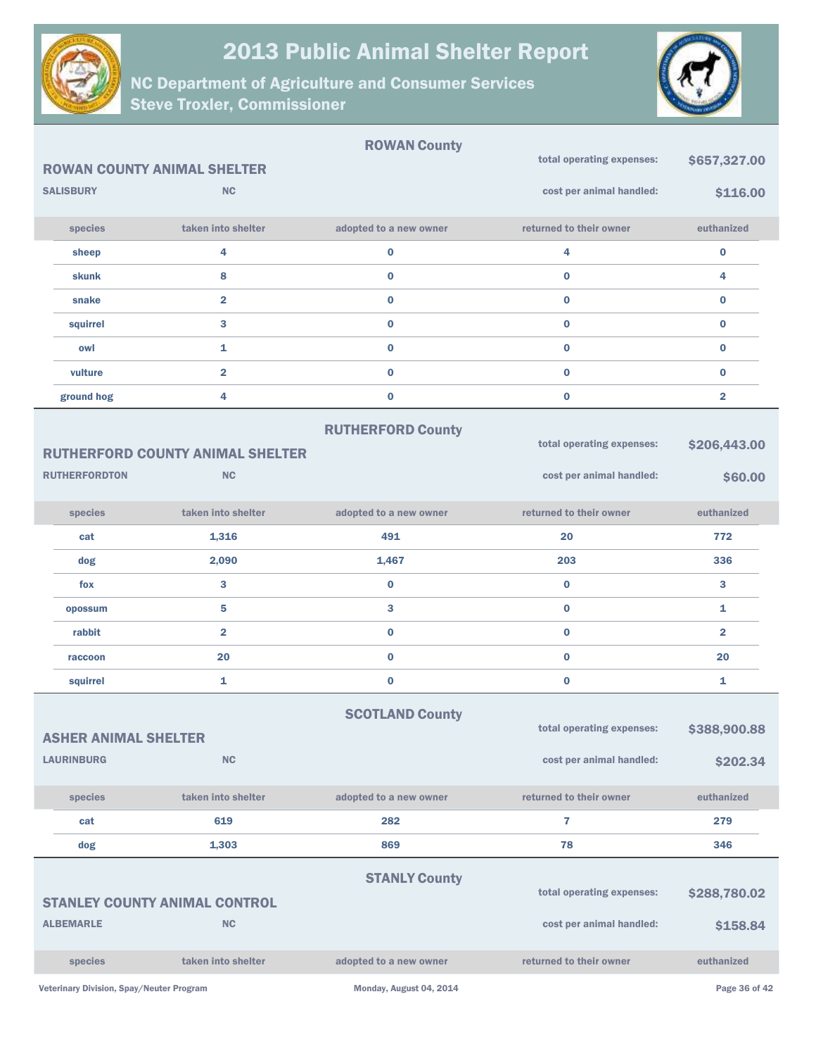## ROWAN County

### ROWAN COUNTY ANIMAL SHELTER

SALISBURY NC

total operating expenses: **$657,327.00**

cost per animal handled: **$116.00**

| species | taken into shelter | adopted to a new owner | returned to their owner | euthanized |
|---|---|---|---|---|
| sheep | 4 | 0 | 4 | 0 |
| skunk | 8 | 0 | 0 | 4 |
| snake | 2 | 0 | 0 | 0 |
| squirrel | 3 | 0 | 0 | 0 |
| owl | 1 | 0 | 0 | 0 |
| vulture | 2 | 0 | 0 | 0 |
| ground hog | 4 | 0 | 0 | 2 |

## RUTHERFORD County

### RUTHERFORD COUNTY ANIMAL SHELTER

RUTHERFORDTON NC

total operating expenses: **$206,443.00**

cost per animal handled: **$60.00**

| species | taken into shelter | adopted to a new owner | returned to their owner | euthanized |
|---|---|---|---|---|
| cat | 1,316 | 491 | 20 | 772 |
| dog | 2,090 | 1,467 | 203 | 336 |
| fox | 3 | 0 | 0 | 3 |
| opossum | 5 | 3 | 0 | 1 |
| rabbit | 2 | 0 | 0 | 2 |
| raccoon | 20 | 0 | 0 | 20 |
| squirrel | 1 | 0 | 0 | 1 |

## SCOTLAND County

### ASHER ANIMAL SHELTER

LAURINBURG NC

total operating expenses: **$388,900.88**

cost per animal handled: **$202.34**

| species | taken into shelter | adopted to a new owner | returned to their owner | euthanized |
|---|---|---|---|---|
| cat | 619 | 282 | 7 | 279 |
| dog | 1,303 | 869 | 78 | 346 |

## STANLY County

### STANLEY COUNTY ANIMAL CONTROL

ALBEMARLE NC

total operating expenses: **$288,780.02**

cost per animal handled: **$158.84**

| species | taken into shelter | adopted to a new owner | returned to their owner | euthanized |
|---|---|---|---|---|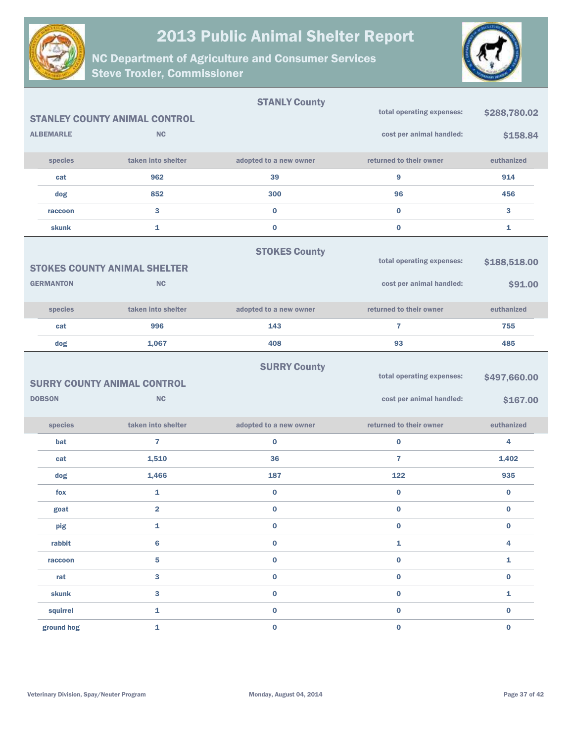# 2013 Public Animal Shelter Report

## NC Department of Agriculture and Consumer Services
## Steve Troxler, Commissioner

### STANLY County

**STANLEY COUNTY ANIMAL CONTROL**

**ALBEMARLE** **NC**

total operating expenses: **$288,780.02**

cost per animal handled: **$158.84**

| species | taken into shelter | adopted to a new owner | returned to their owner | euthanized |
|---|---|---|---|---|
| cat | 962 | 39 | 9 | 914 |
| dog | 852 | 300 | 96 | 456 |
| raccoon | 3 | 0 | 0 | 3 |
| skunk | 1 | 0 | 0 | 1 |

### STOKES County

**STOKES COUNTY ANIMAL SHELTER**

**GERMANTON** **NC**

total operating expenses: **$188,518.00**

cost per animal handled: **$91.00**

| species | taken into shelter | adopted to a new owner | returned to their owner | euthanized |
|---|---|---|---|---|
| cat | 996 | 143 | 7 | 755 |
| dog | 1,067 | 408 | 93 | 485 |

### SURRY County

**SURRY COUNTY ANIMAL CONTROL**

**DOBSON** **NC**

total operating expenses: **$497,660.00**

cost per animal handled: **$167.00**

| species | taken into shelter | adopted to a new owner | returned to their owner | euthanized |
|---|---|---|---|---|
| bat | 7 | 0 | 0 | 4 |
| cat | 1,510 | 36 | 7 | 1,402 |
| dog | 1,466 | 187 | 122 | 935 |
| fox | 1 | 0 | 0 | 0 |
| goat | 2 | 0 | 0 | 0 |
| pig | 1 | 0 | 0 | 0 |
| rabbit | 6 | 0 | 1 | 4 |
| raccoon | 5 | 0 | 0 | 1 |
| rat | 3 | 0 | 0 | 0 |
| skunk | 3 | 0 | 0 | 1 |
| squirrel | 1 | 0 | 0 | 0 |
| ground hog | 1 | 0 | 0 | 0 |

Veterinary Division, Spay/Neuter Program

Monday, August 04, 2014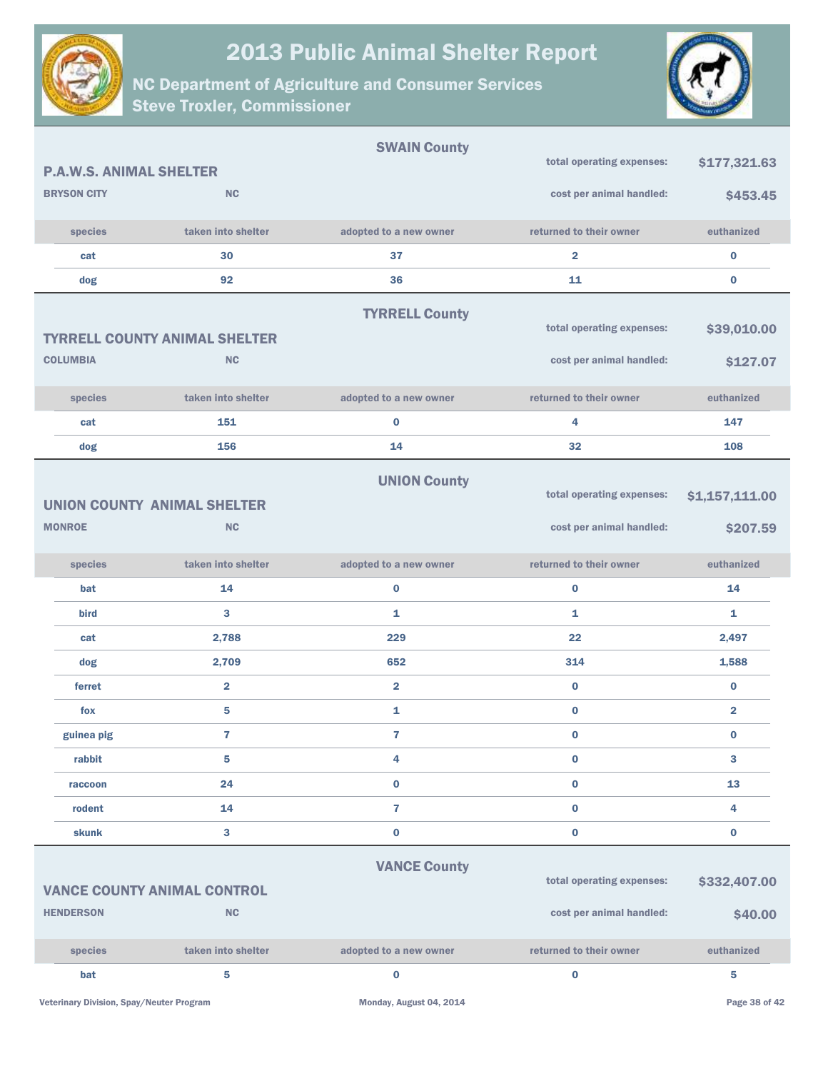# 2013 Public Animal Shelter Report

## NC Department of Agriculture and Consumer Services
## Steve Troxler, Commissioner

### SWAIN County

**P.A.W.S. ANIMAL SHELTER**

**BRYSON CITY** **NC**

total operating expenses: **$177,321.63**

cost per animal handled: **$453.45**

| species | taken into shelter | adopted to a new owner | returned to their owner | euthanized |
|---|---|---|---|---|
| cat | 30 | 37 | 2 | 0 |
| dog | 92 | 36 | 11 | 0 |

### TYRRELL County

**TYRRELL COUNTY ANIMAL SHELTER**

**COLUMBIA** **NC**

total operating expenses: **$39,010.00**

cost per animal handled: **$127.07**

| species | taken into shelter | adopted to a new owner | returned to their owner | euthanized |
|---|---|---|---|---|
| cat | 151 | 0 | 4 | 147 |
| dog | 156 | 14 | 32 | 108 |

### UNION County

**UNION COUNTY ANIMAL SHELTER**

**MONROE** **NC**

total operating expenses: **$1,157,111.00**

cost per animal handled: **$207.59**

| species | taken into shelter | adopted to a new owner | returned to their owner | euthanized |
|---|---|---|---|---|
| bat | 14 | 0 | 0 | 14 |
| bird | 3 | 1 | 1 | 1 |
| cat | 2,788 | 229 | 22 | 2,497 |
| dog | 2,709 | 652 | 314 | 1,588 |
| ferret | 2 | 2 | 0 | 0 |
| fox | 5 | 1 | 0 | 2 |
| guinea pig | 7 | 7 | 0 | 0 |
| rabbit | 5 | 4 | 0 | 3 |
| raccoon | 24 | 0 | 0 | 13 |
| rodent | 14 | 7 | 0 | 4 |
| skunk | 3 | 0 | 0 | 0 |

### VANCE County

**VANCE COUNTY ANIMAL CONTROL**

**HENDERSON** **NC**

total operating expenses: **$332,407.00**

cost per animal handled: **$40.00**

| species | taken into shelter | adopted to a new owner | returned to their owner | euthanized |
|---|---|---|---|---|
| bat | 5 | 0 | 0 | 5 |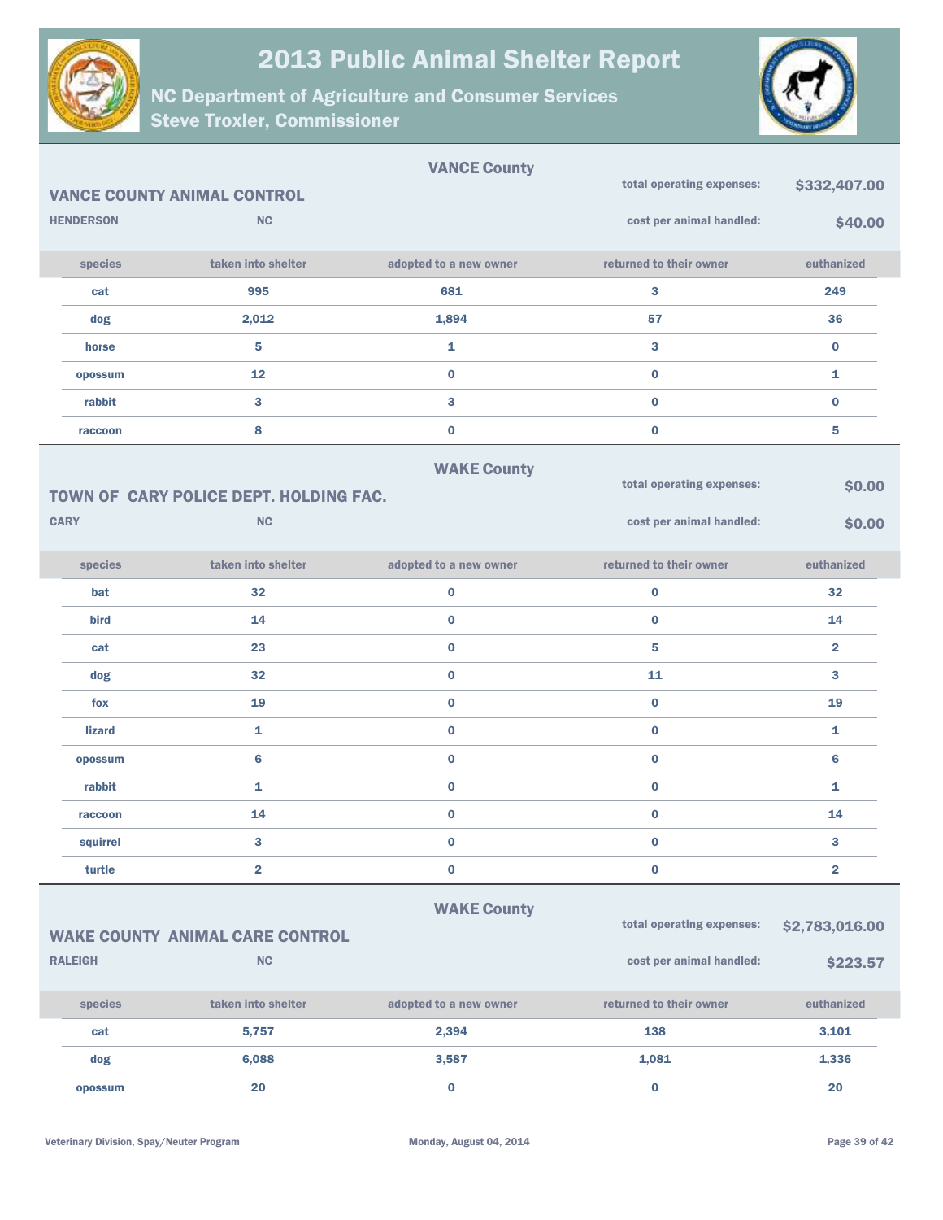# 2013 Public Animal Shelter Report

## NC Department of Agriculture and Consumer Services
## Steve Troxler, Commissioner

### VANCE County

**VANCE COUNTY ANIMAL CONTROL**

**HENDERSON** **NC**

**total operating expenses:** $332,407.00

**cost per animal handled:** $40.00

| species | taken into shelter | adopted to a new owner | returned to their owner | euthanized |
|---|---|---|---|---|
| cat | 995 | 681 | 3 | 249 |
| dog | 2,012 | 1,894 | 57 | 36 |
| horse | 5 | 1 | 3 | 0 |
| opossum | 12 | 0 | 0 | 1 |
| rabbit | 3 | 3 | 0 | 0 |
| raccoon | 8 | 0 | 0 | 5 |

### WAKE County

**TOWN OF CARY POLICE DEPT. HOLDING FAC.**

**CARY** **NC**

**total operating expenses:** $0.00

**cost per animal handled:** $0.00

| species | taken into shelter | adopted to a new owner | returned to their owner | euthanized |
|---|---|---|---|---|
| bat | 32 | 0 | 0 | 32 |
| bird | 14 | 0 | 0 | 14 |
| cat | 23 | 0 | 5 | 2 |
| dog | 32 | 0 | 11 | 3 |
| fox | 19 | 0 | 0 | 19 |
| lizard | 1 | 0 | 0 | 1 |
| opossum | 6 | 0 | 0 | 6 |
| rabbit | 1 | 0 | 0 | 1 |
| raccoon | 14 | 0 | 0 | 14 |
| squirrel | 3 | 0 | 0 | 3 |
| turtle | 2 | 0 | 0 | 2 |

### WAKE County

**WAKE COUNTY ANIMAL CARE CONTROL**

**RALEIGH** **NC**

**total operating expenses:** $2,783,016.00

**cost per animal handled:** $223.57

| species | taken into shelter | adopted to a new owner | returned to their owner | euthanized |
|---|---|---|---|---|
| cat | 5,757 | 2,394 | 138 | 3,101 |
| dog | 6,088 | 3,587 | 1,081 | 1,336 |
| opossum | 20 | 0 | 0 | 20 |

Veterinary Division, Spay/Neuter Program — Monday, August 04, 2014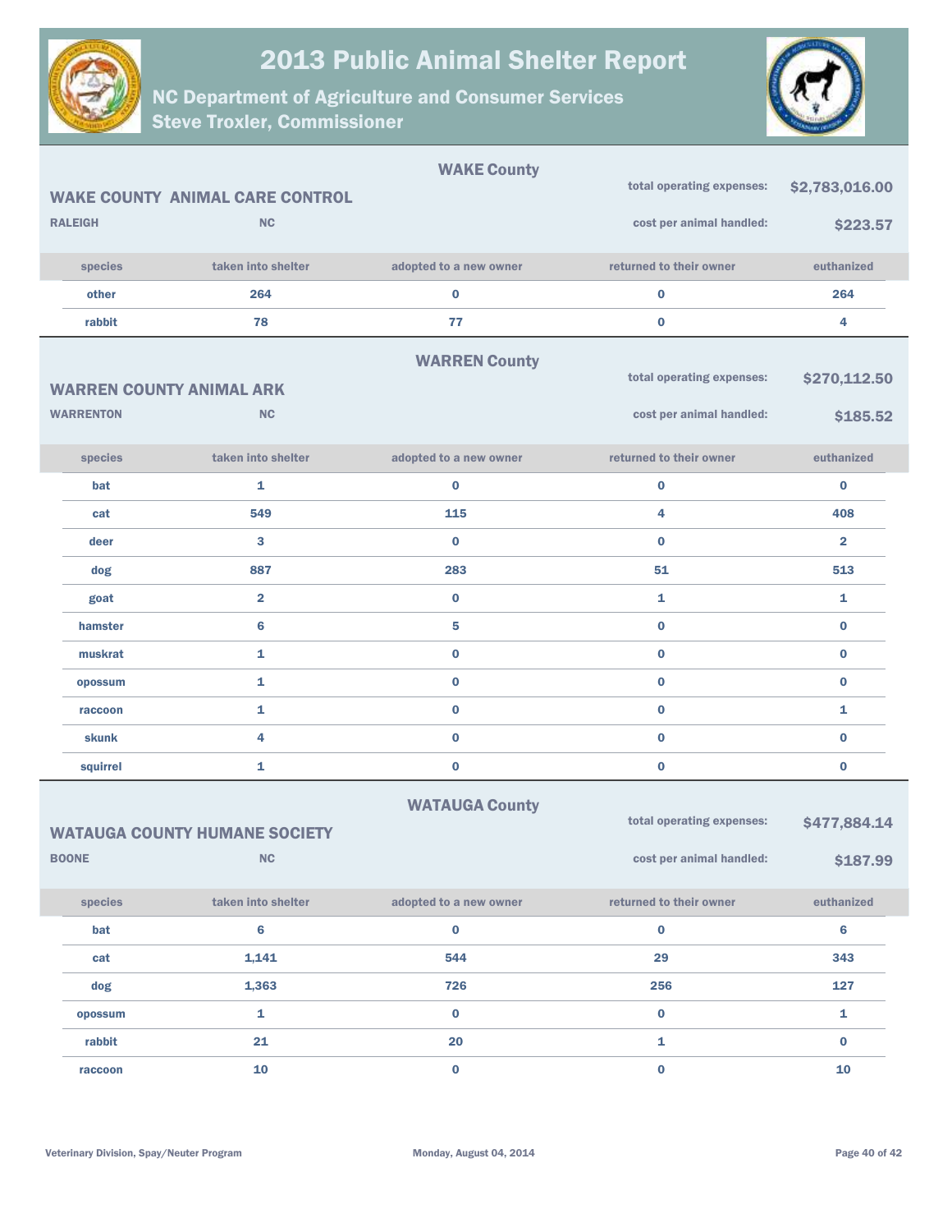# 2013 Public Animal Shelter Report

## NC Department of Agriculture and Consumer Services
## Steve Troxler, Commissioner

### WAKE County

**WAKE COUNTY ANIMAL CARE CONTROL**

**RALEIGH** **NC**

total operating expenses: **$2,783,016.00**

cost per animal handled: **$223.57**

| species | taken into shelter | adopted to a new owner | returned to their owner | euthanized |
|---|---|---|---|---|
| other | 264 | 0 | 0 | 264 |
| rabbit | 78 | 77 | 0 | 4 |

### WARREN County

**WARREN COUNTY ANIMAL ARK**

**WARRENTON** **NC**

total operating expenses: **$270,112.50**

cost per animal handled: **$185.52**

| species | taken into shelter | adopted to a new owner | returned to their owner | euthanized |
|---|---|---|---|---|
| bat | 1 | 0 | 0 | 0 |
| cat | 549 | 115 | 4 | 408 |
| deer | 3 | 0 | 0 | 2 |
| dog | 887 | 283 | 51 | 513 |
| goat | 2 | 0 | 1 | 1 |
| hamster | 6 | 5 | 0 | 0 |
| muskrat | 1 | 0 | 0 | 0 |
| opossum | 1 | 0 | 0 | 0 |
| raccoon | 1 | 0 | 0 | 1 |
| skunk | 4 | 0 | 0 | 0 |
| squirrel | 1 | 0 | 0 | 0 |

### WATAUGA County

**WATAUGA COUNTY HUMANE SOCIETY**

**BOONE** **NC**

total operating expenses: **$477,884.14**

cost per animal handled: **$187.99**

| species | taken into shelter | adopted to a new owner | returned to their owner | euthanized |
|---|---|---|---|---|
| bat | 6 | 0 | 0 | 6 |
| cat | 1,141 | 544 | 29 | 343 |
| dog | 1,363 | 726 | 256 | 127 |
| opossum | 1 | 0 | 0 | 1 |
| rabbit | 21 | 20 | 1 | 0 |
| raccoon | 10 | 0 | 0 | 10 |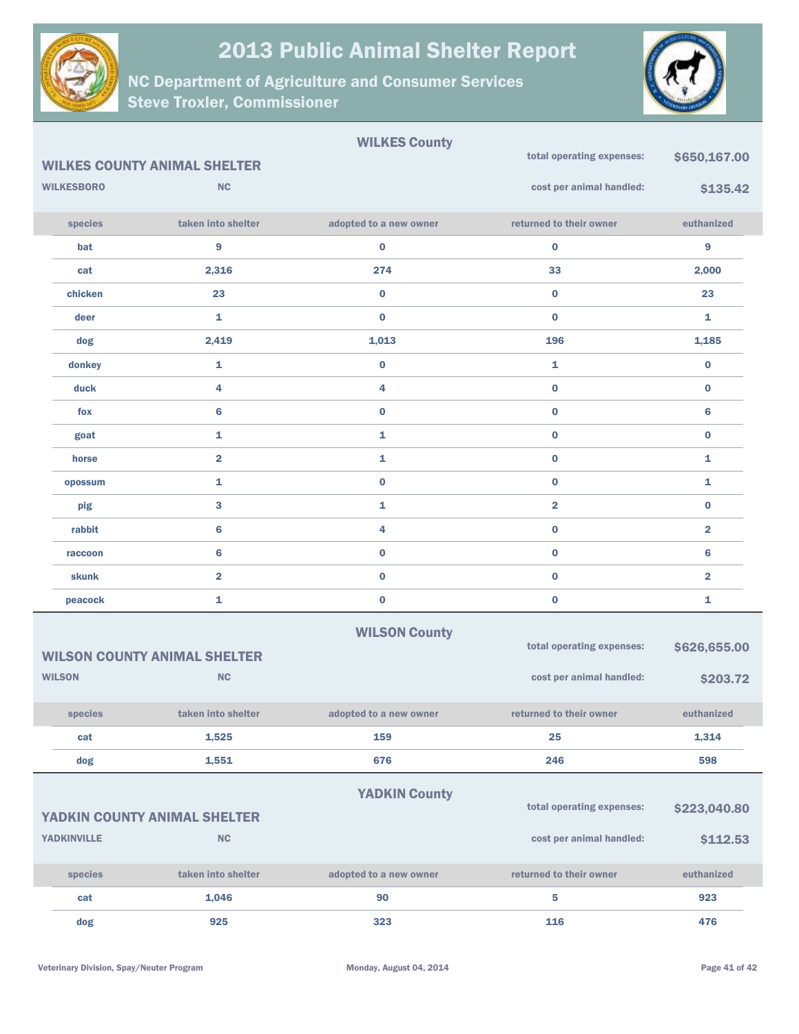# 2013 Public Animal Shelter Report

## NC Department of Agriculture and Consumer Services
## Steve Troxler, Commissioner

### WILKES County

**WILKES COUNTY ANIMAL SHELTER**
WILKESBORO NC

total operating expenses: **$650,167.00**
cost per animal handled: **$135.42**

| species | taken into shelter | adopted to a new owner | returned to their owner | euthanized |
|---|---|---|---|---|
| bat | 9 | 0 | 0 | 9 |
| cat | 2,316 | 274 | 33 | 2,000 |
| chicken | 23 | 0 | 0 | 23 |
| deer | 1 | 0 | 0 | 1 |
| dog | 2,419 | 1,013 | 196 | 1,185 |
| donkey | 1 | 0 | 1 | 0 |
| duck | 4 | 4 | 0 | 0 |
| fox | 6 | 0 | 0 | 6 |
| goat | 1 | 1 | 0 | 0 |
| horse | 2 | 1 | 0 | 1 |
| opossum | 1 | 0 | 0 | 1 |
| pig | 3 | 1 | 2 | 0 |
| rabbit | 6 | 4 | 0 | 2 |
| raccoon | 6 | 0 | 0 | 6 |
| skunk | 2 | 0 | 0 | 2 |
| peacock | 1 | 0 | 0 | 1 |

### WILSON County

**WILSON COUNTY ANIMAL SHELTER**
WILSON NC

total operating expenses: **$626,655.00**
cost per animal handled: **$203.72**

| species | taken into shelter | adopted to a new owner | returned to their owner | euthanized |
|---|---|---|---|---|
| cat | 1,525 | 159 | 25 | 1,314 |
| dog | 1,551 | 676 | 246 | 598 |

### YADKIN County

**YADKIN COUNTY ANIMAL SHELTER**
YADKINVILLE NC

total operating expenses: **$223,040.80**
cost per animal handled: **$112.53**

| species | taken into shelter | adopted to a new owner | returned to their owner | euthanized |
|---|---|---|---|---|
| cat | 1,046 | 90 | 5 | 923 |
| dog | 925 | 323 | 116 | 476 |

Veterinary Division, Spay/Neuter Program — Monday, August 04, 2014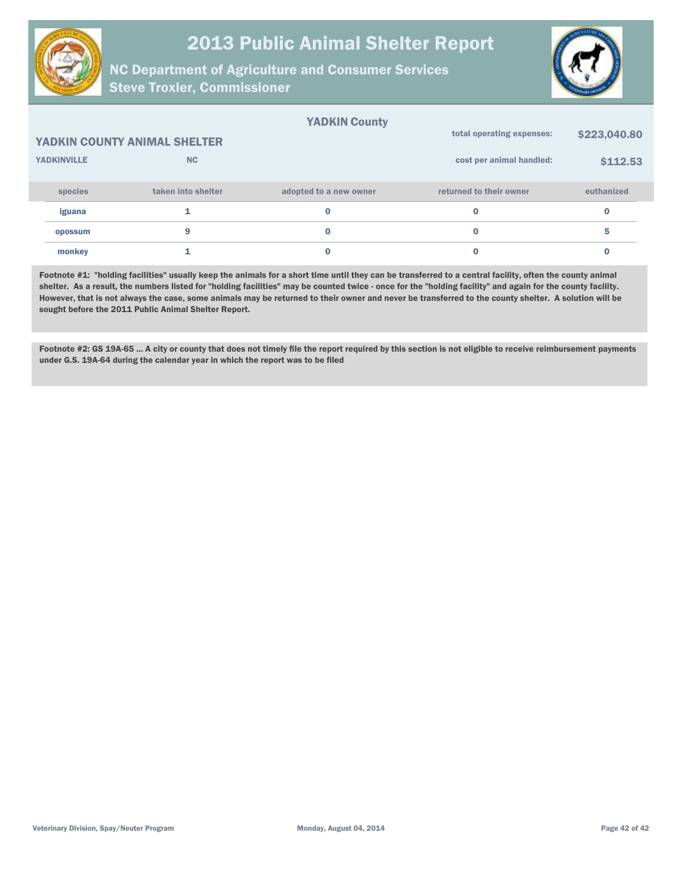# 2013 Public Animal Shelter Report

## NC Department of Agriculture and Consumer Services
## Steve Troxler, Commissioner

### YADKIN County

**YADKIN COUNTY ANIMAL SHELTER**

YADKINVILLE NC

total operating expenses: **$223,040.80**

cost per animal handled: **$112.53**

| species | taken into shelter | adopted to a new owner | returned to their owner | euthanized |
|---|---|---|---|---|
| iguana | 1 | 0 | 0 | 0 |
| opossum | 9 | 0 | 0 | 5 |
| monkey | 1 | 0 | 0 | 0 |

Footnote #1: "holding facilities" usually keep the animals for a short time until they can be transferred to a central facility, often the county animal shelter. As a result, the numbers listed for "holding facilities" may be counted twice - once for the "holding facility" and again for the county facility. However, that is not always the case, some animals may be returned to their owner and never be transferred to the county shelter. A solution will be sought before the 2011 Public Animal Shelter Report.

Footnote #2: GS 19A-65 ... A city or county that does not timely file the report required by this section is not eligible to receive reimbursement payments under G.S. 19A-64 during the calendar year in which the report was to be filed

Veterinary Division, Spay/Neuter Program

Monday, August 04, 2014